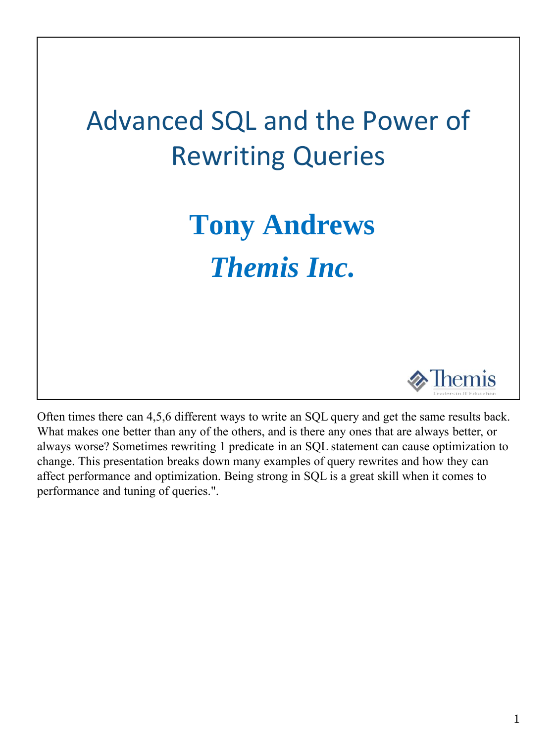# Advanced SQL and the Power of Rewriting Queries

**Tony Andrews**

***Themis Inc.***

Often times there can 4,5,6 different ways to write an SQL query and get the same results back. What makes one better than any of the others, and is there any ones that are always better, or always worse? Sometimes rewriting 1 predicate in an SQL statement can cause optimization to change. This presentation breaks down many examples of query rewrites and how they can affect performance and optimization. Being strong in SQL is a great skill when it comes to performance and tuning of queries.".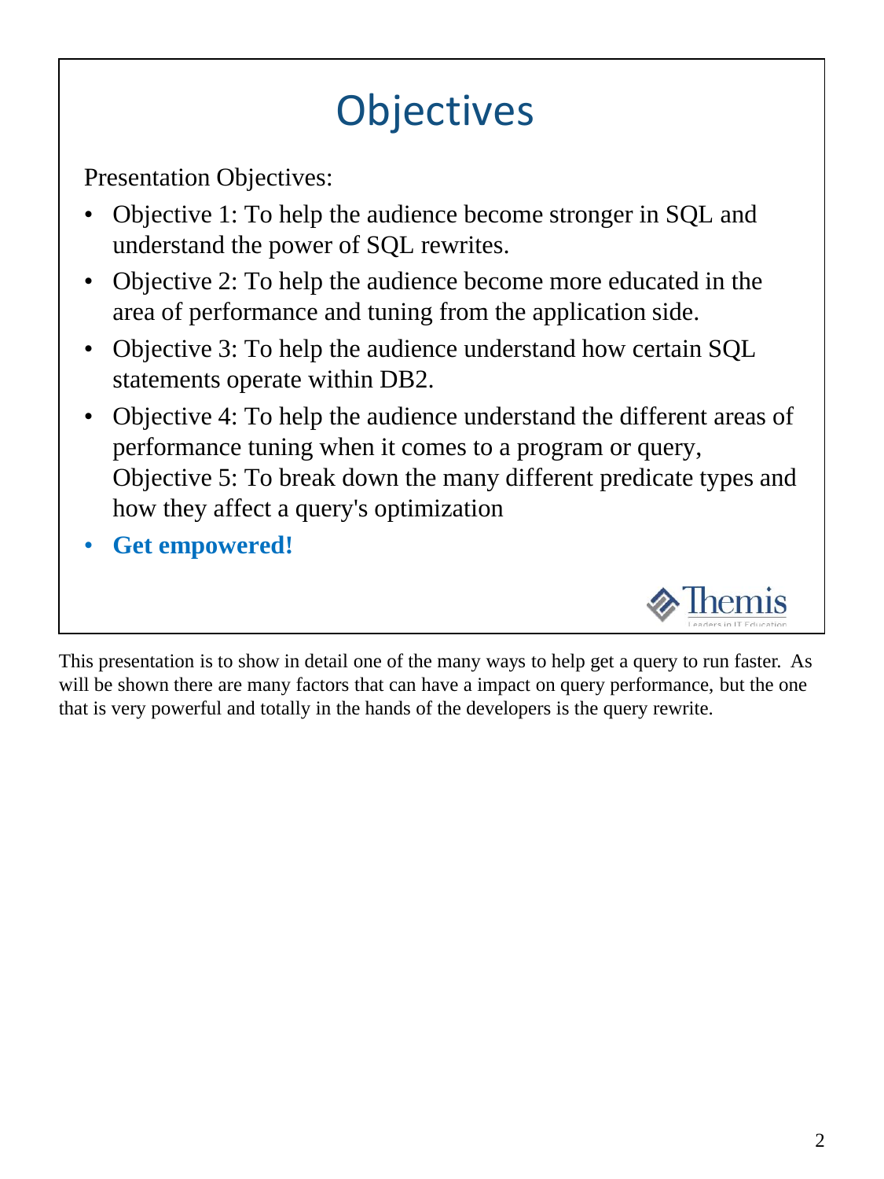# Objectives

Presentation Objectives:

- Objective 1: To help the audience become stronger in SQL and understand the power of SQL rewrites.
- Objective 2: To help the audience become more educated in the area of performance and tuning from the application side.
- Objective 3: To help the audience understand how certain SQL statements operate within DB2.
- Objective 4: To help the audience understand the different areas of performance tuning when it comes to a program or query, Objective 5: To break down the many different predicate types and how they affect a query's optimization
- **Get empowered!**

Themis
Leaders in IT Education

This presentation is to show in detail one of the many ways to help get a query to run faster. As will be shown there are many factors that can have a impact on query performance, but the one that is very powerful and totally in the hands of the developers is the query rewrite.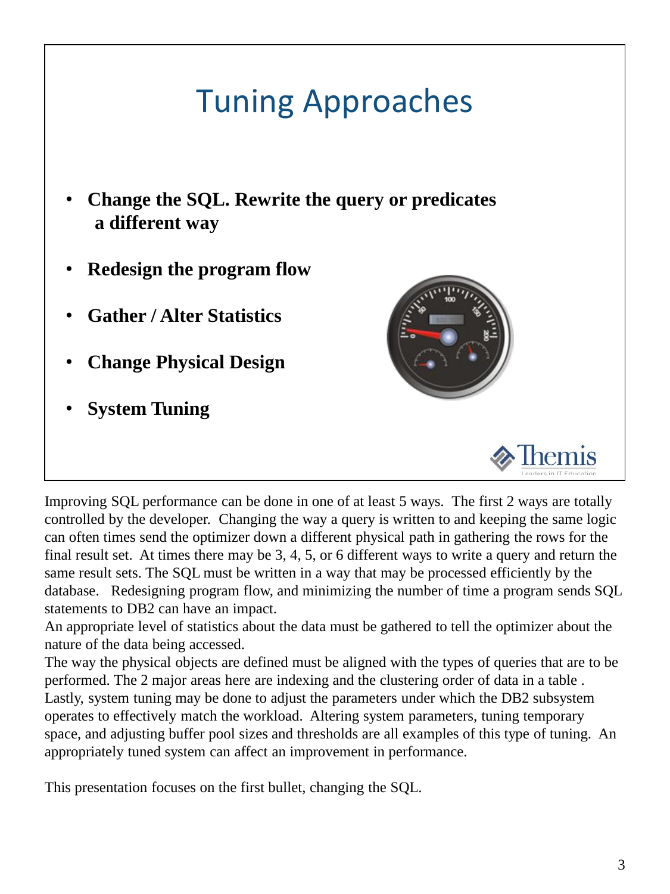# Tuning Approaches

- **Change the SQL. Rewrite the query or predicates a different way**
- **Redesign the program flow**
- **Gather / Alter Statistics**
- **Change Physical Design**
- **System Tuning**

Improving SQL performance can be done in one of at least 5 ways. The first 2 ways are totally controlled by the developer. Changing the way a query is written to and keeping the same logic can often times send the optimizer down a different physical path in gathering the rows for the final result set. At times there may be 3, 4, 5, or 6 different ways to write a query and return the same result sets. The SQL must be written in a way that may be processed efficiently by the database. Redesigning program flow, and minimizing the number of time a program sends SQL statements to DB2 can have an impact.
An appropriate level of statistics about the data must be gathered to tell the optimizer about the nature of the data being accessed.
The way the physical objects are defined must be aligned with the types of queries that are to be performed. The 2 major areas here are indexing and the clustering order of data in a table .
Lastly, system tuning may be done to adjust the parameters under which the DB2 subsystem operates to effectively match the workload. Altering system parameters, tuning temporary space, and adjusting buffer pool sizes and thresholds are all examples of this type of tuning. An appropriately tuned system can affect an improvement in performance.

This presentation focuses on the first bullet, changing the SQL.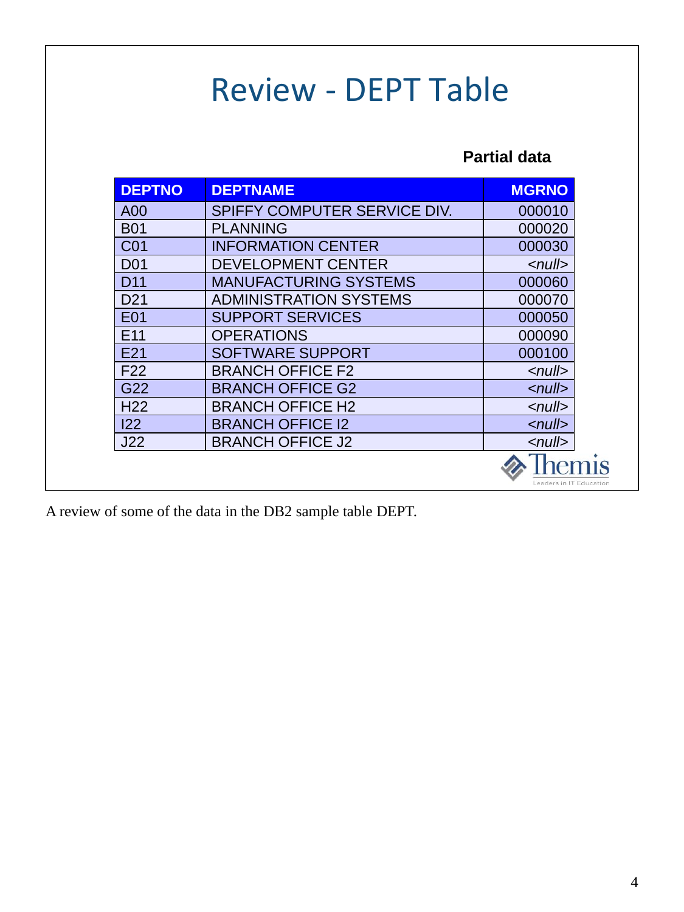# Review - DEPT Table

**Partial data**

| DEPTNO | DEPTNAME | MGRNO |
|---|---|---|
| A00 | SPIFFY COMPUTER SERVICE DIV. | 000010 |
| B01 | PLANNING | 000020 |
| C01 | INFORMATION CENTER | 000030 |
| D01 | DEVELOPMENT CENTER | *<null>* |
| D11 | MANUFACTURING SYSTEMS | 000060 |
| D21 | ADMINISTRATION SYSTEMS | 000070 |
| E01 | SUPPORT SERVICES | 000050 |
| E11 | OPERATIONS | 000090 |
| E21 | SOFTWARE SUPPORT | 000100 |
| F22 | BRANCH OFFICE F2 | *<null>* |
| G22 | BRANCH OFFICE G2 | *<null>* |
| H22 | BRANCH OFFICE H2 | *<null>* |
| I22 | BRANCH OFFICE I2 | *<null>* |
| J22 | BRANCH OFFICE J2 | *<null>* |

A review of some of the data in the DB2 sample table DEPT.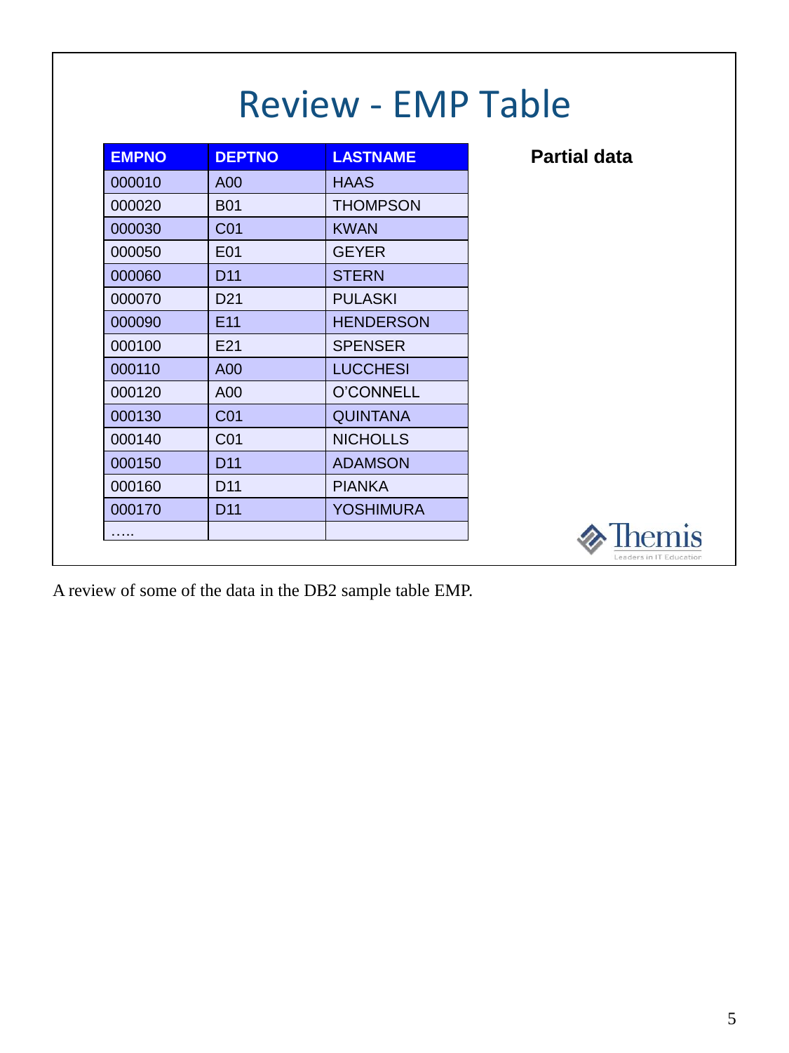# Review - EMP Table

| EMPNO | DEPTNO | LASTNAME |
|---|---|---|
| 000010 | A00 | HAAS |
| 000020 | B01 | THOMPSON |
| 000030 | C01 | KWAN |
| 000050 | E01 | GEYER |
| 000060 | D11 | STERN |
| 000070 | D21 | PULASKI |
| 000090 | E11 | HENDERSON |
| 000100 | E21 | SPENSER |
| 000110 | A00 | LUCCHESI |
| 000120 | A00 | O'CONNELL |
| 000130 | C01 | QUINTANA |
| 000140 | C01 | NICHOLLS |
| 000150 | D11 | ADAMSON |
| 000160 | D11 | PIANKA |
| 000170 | D11 | YOSHIMURA |
| ….. | | |

**Partial data**

A review of some of the data in the DB2 sample table EMP.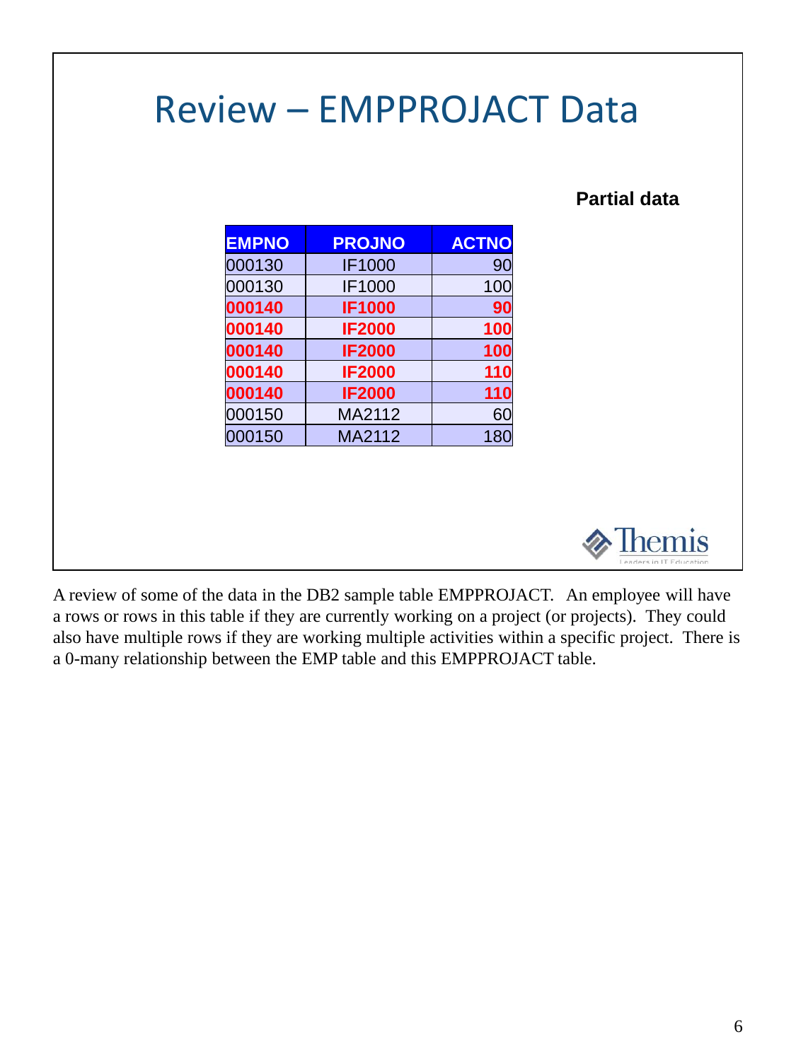# Review – EMPPROJACT Data

**Partial data**

| EMPNO | PROJNO | ACTNO |
|---|---|---|
| 000130 | IF1000 | 90 |
| 000130 | IF1000 | 100 |
| **000140** | **IF1000** | **90** |
| **000140** | **IF2000** | **100** |
| **000140** | **IF2000** | **100** |
| **000140** | **IF2000** | **110** |
| **000140** | **IF2000** | **110** |
| 000150 | MA2112 | 60 |
| 000150 | MA2112 | 180 |

A review of some of the data in the DB2 sample table EMPPROJACT. An employee will have a rows or rows in this table if they are currently working on a project (or projects). They could also have multiple rows if they are working multiple activities within a specific project. There is a 0-many relationship between the EMP table and this EMPPROJACT table.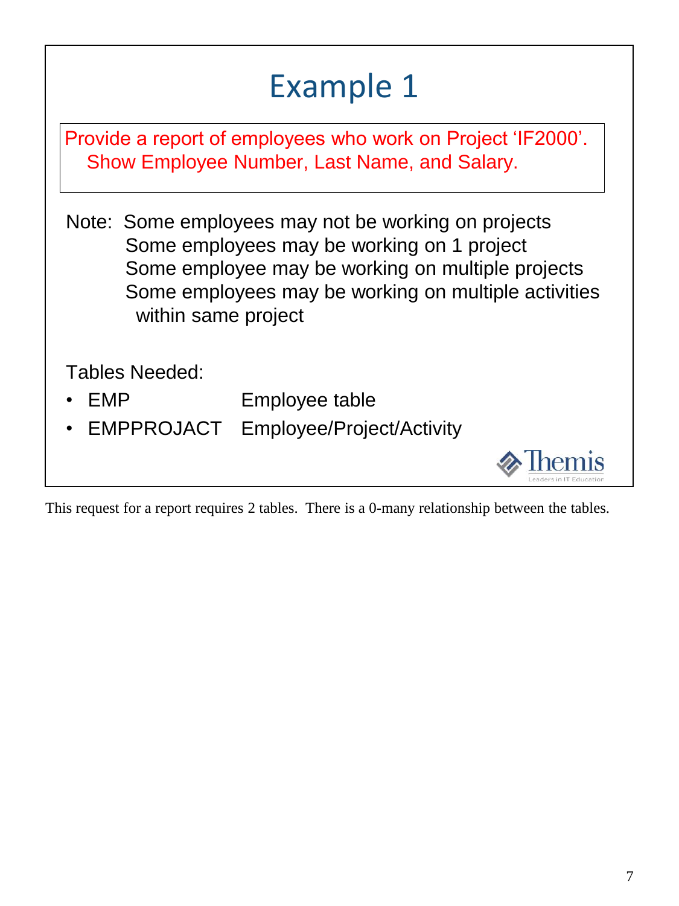# Example 1

Provide a report of employees who work on Project ‘IF2000’. Show Employee Number, Last Name, and Salary.

Note: Some employees may not be working on projects
Some employees may be working on 1 project
Some employee may be working on multiple projects
Some employees may be working on multiple activities within same project

Tables Needed:

- EMP — Employee table
- EMPPROJACT — Employee/Project/Activity

This request for a report requires 2 tables. There is a 0-many relationship between the tables.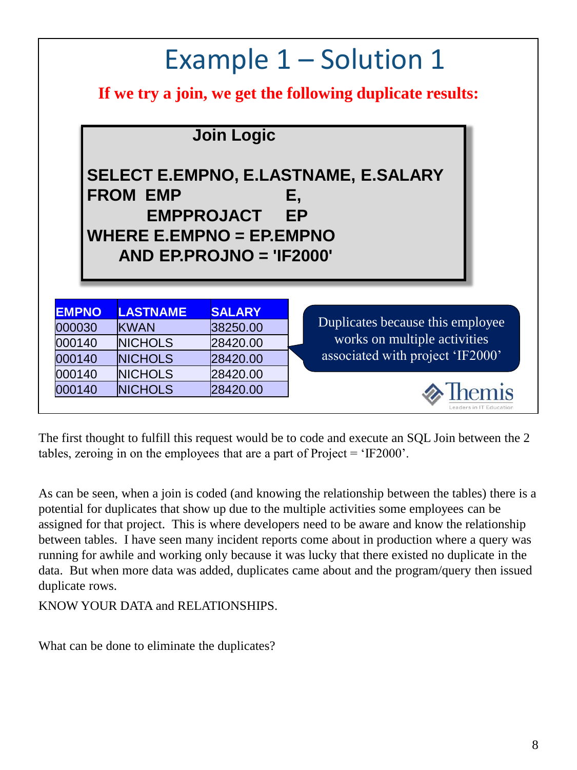# Example 1 – Solution 1

**If we try a join, we get the following duplicate results:**

**Join Logic**

```
SELECT E.EMPNO, E.LASTNAME, E.SALARY
FROM  EMP            E,
      EMPPROJACT     EP
WHERE E.EMPNO = EP.EMPNO
   AND EP.PROJNO = 'IF2000'
```

| EMPNO | LASTNAME | SALARY |
|---|---|---|
| 000030 | KWAN | 38250.00 |
| 000140 | NICHOLS | 28420.00 |
| 000140 | NICHOLS | 28420.00 |
| 000140 | NICHOLS | 28420.00 |
| 000140 | NICHOLS | 28420.00 |

Duplicates because this employee works on multiple activities associated with project 'IF2000'

Themis
Leaders in IT Education

The first thought to fulfill this request would be to code and execute an SQL Join between the 2 tables, zeroing in on the employees that are a part of Project = 'IF2000'.

As can be seen, when a join is coded (and knowing the relationship between the tables) there is a potential for duplicates that show up due to the multiple activities some employees can be assigned for that project. This is where developers need to be aware and know the relationship between tables. I have seen many incident reports come about in production where a query was running for awhile and working only because it was lucky that there existed no duplicate in the data. But when more data was added, duplicates came about and the program/query then issued duplicate rows.

KNOW YOUR DATA and RELATIONSHIPS.

What can be done to eliminate the duplicates?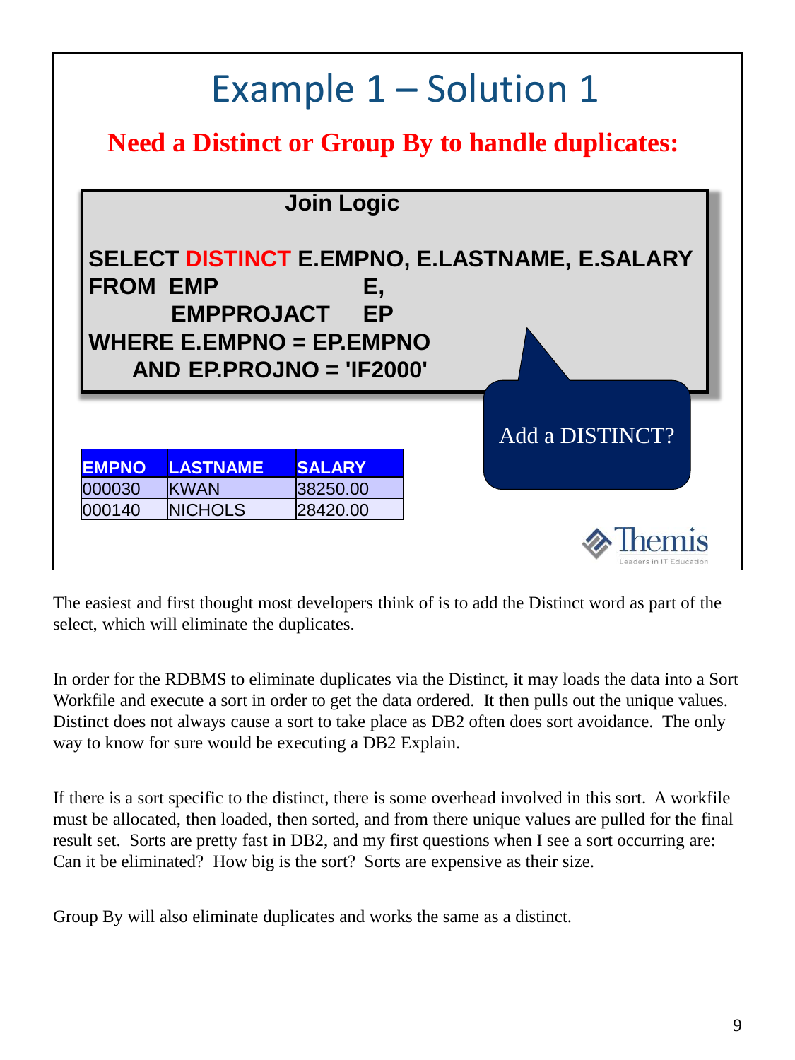# Example 1 – Solution 1

**Need a Distinct or Group By to handle duplicates:**

**Join Logic**

```
SELECT DISTINCT E.EMPNO, E.LASTNAME, E.SALARY
FROM  EMP           E,
      EMPPROJACT    EP
WHERE E.EMPNO = EP.EMPNO
   AND EP.PROJNO = 'IF2000'
```

Add a DISTINCT?

| EMPNO | LASTNAME | SALARY |
|---|---|---|
| 000030 | KWAN | 38250.00 |
| 000140 | NICHOLS | 28420.00 |

The easiest and first thought most developers think of is to add the Distinct word as part of the select, which will eliminate the duplicates.

In order for the RDBMS to eliminate duplicates via the Distinct, it may loads the data into a Sort Workfile and execute a sort in order to get the data ordered. It then pulls out the unique values. Distinct does not always cause a sort to take place as DB2 often does sort avoidance. The only way to know for sure would be executing a DB2 Explain.

If there is a sort specific to the distinct, there is some overhead involved in this sort. A workfile must be allocated, then loaded, then sorted, and from there unique values are pulled for the final result set. Sorts are pretty fast in DB2, and my first questions when I see a sort occurring are: Can it be eliminated? How big is the sort? Sorts are expensive as their size.

Group By will also eliminate duplicates and works the same as a distinct.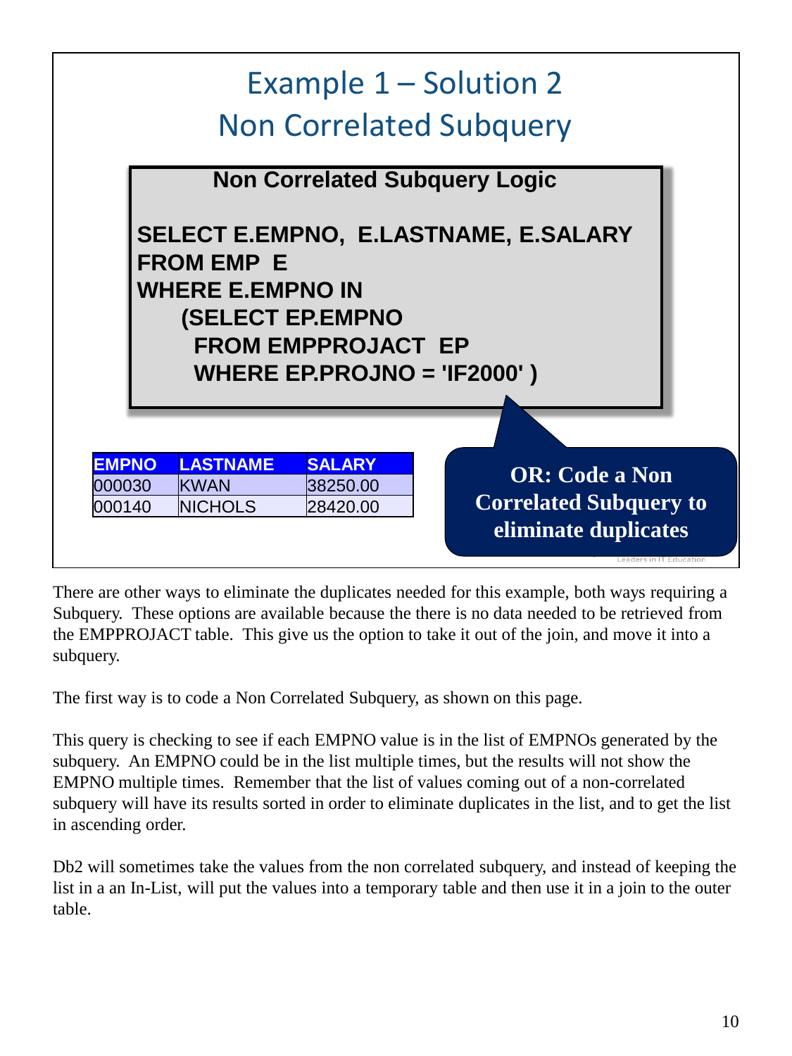# Example 1 – Solution 2
## Non Correlated Subquery

**Non Correlated Subquery Logic**

```
SELECT E.EMPNO,  E.LASTNAME, E.SALARY
FROM EMP  E
WHERE E.EMPNO IN
     (SELECT EP.EMPNO
       FROM EMPPROJACT  EP
       WHERE EP.PROJNO = 'IF2000' )
```

| EMPNO | LASTNAME | SALARY |
|---|---|---|
| 000030 | KWAN | 38250.00 |
| 000140 | NICHOLS | 28420.00 |

**OR: Code a Non Correlated Subquery to eliminate duplicates**

There are other ways to eliminate the duplicates needed for this example, both ways requiring a Subquery. These options are available because the there is no data needed to be retrieved from the EMPPROJACT table. This give us the option to take it out of the join, and move it into a subquery.

The first way is to code a Non Correlated Subquery, as shown on this page.

This query is checking to see if each EMPNO value is in the list of EMPNOs generated by the subquery. An EMPNO could be in the list multiple times, but the results will not show the EMPNO multiple times. Remember that the list of values coming out of a non-correlated subquery will have its results sorted in order to eliminate duplicates in the list, and to get the list in ascending order.

Db2 will sometimes take the values from the non correlated subquery, and instead of keeping the list in a an In-List, will put the values into a temporary table and then use it in a join to the outer table.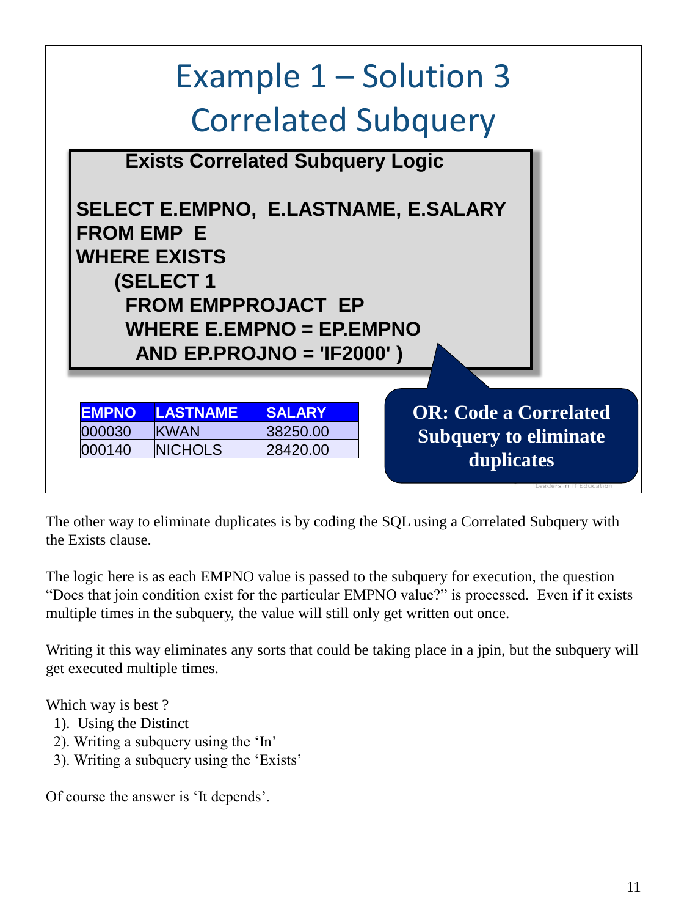# Example 1 – Solution 3
# Correlated Subquery

**Exists Correlated Subquery Logic**

```
SELECT E.EMPNO,  E.LASTNAME, E.SALARY
FROM EMP  E
WHERE EXISTS
    (SELECT 1
      FROM EMPPROJACT  EP
      WHERE E.EMPNO = EP.EMPNO
       AND EP.PROJNO = 'IF2000' )
```

| EMPNO | LASTNAME | SALARY |
|---|---|---|
| 000030 | KWAN | 38250.00 |
| 000140 | NICHOLS | 28420.00 |

**OR: Code a Correlated Subquery to eliminate duplicates**

The other way to eliminate duplicates is by coding the SQL using a Correlated Subquery with the Exists clause.

The logic here is as each EMPNO value is passed to the subquery for execution, the question "Does that join condition exist for the particular EMPNO value?" is processed. Even if it exists multiple times in the subquery, the value will still only get written out once.

Writing it this way eliminates any sorts that could be taking place in a jpin, but the subquery will get executed multiple times.

Which way is best ?

1). Using the Distinct
2). Writing a subquery using the 'In'
3). Writing a subquery using the 'Exists'

Of course the answer is 'It depends'.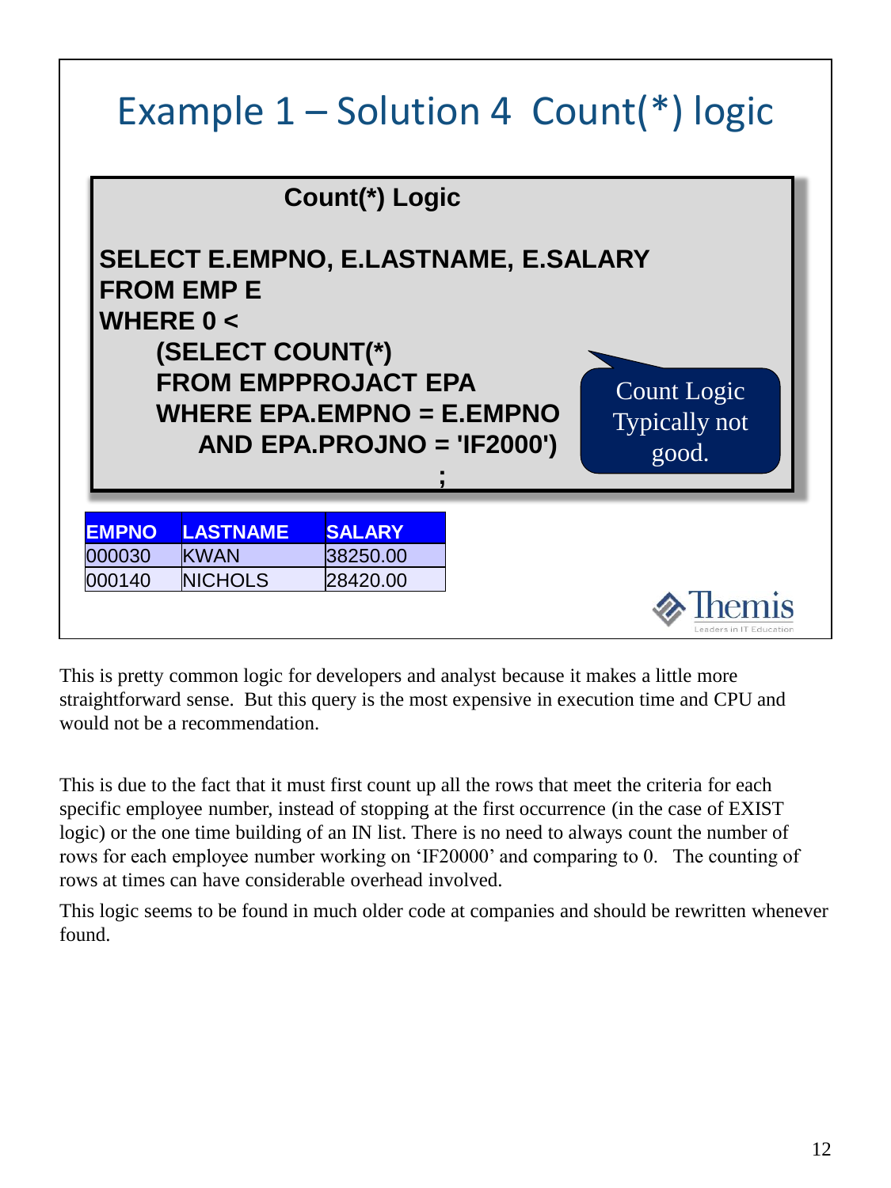# Example 1 – Solution 4 Count(*) logic

**Count(*) Logic**

```
SELECT E.EMPNO, E.LASTNAME, E.SALARY
FROM EMP E
WHERE 0 <
     (SELECT COUNT(*)
     FROM EMPPROJACT EPA
     WHERE EPA.EMPNO = E.EMPNO
        AND EPA.PROJNO = 'IF2000')
;
```

Count Logic Typically not good.

| EMPNO | LASTNAME | SALARY |
| --- | --- | --- |
| 000030 | KWAN | 38250.00 |
| 000140 | NICHOLS | 28420.00 |

Themis Leaders in IT Education

This is pretty common logic for developers and analyst because it makes a little more straightforward sense. But this query is the most expensive in execution time and CPU and would not be a recommendation.

This is due to the fact that it must first count up all the rows that meet the criteria for each specific employee number, instead of stopping at the first occurrence (in the case of EXIST logic) or the one time building of an IN list. There is no need to always count the number of rows for each employee number working on 'IF20000' and comparing to 0. The counting of rows at times can have considerable overhead involved.

This logic seems to be found in much older code at companies and should be rewritten whenever found.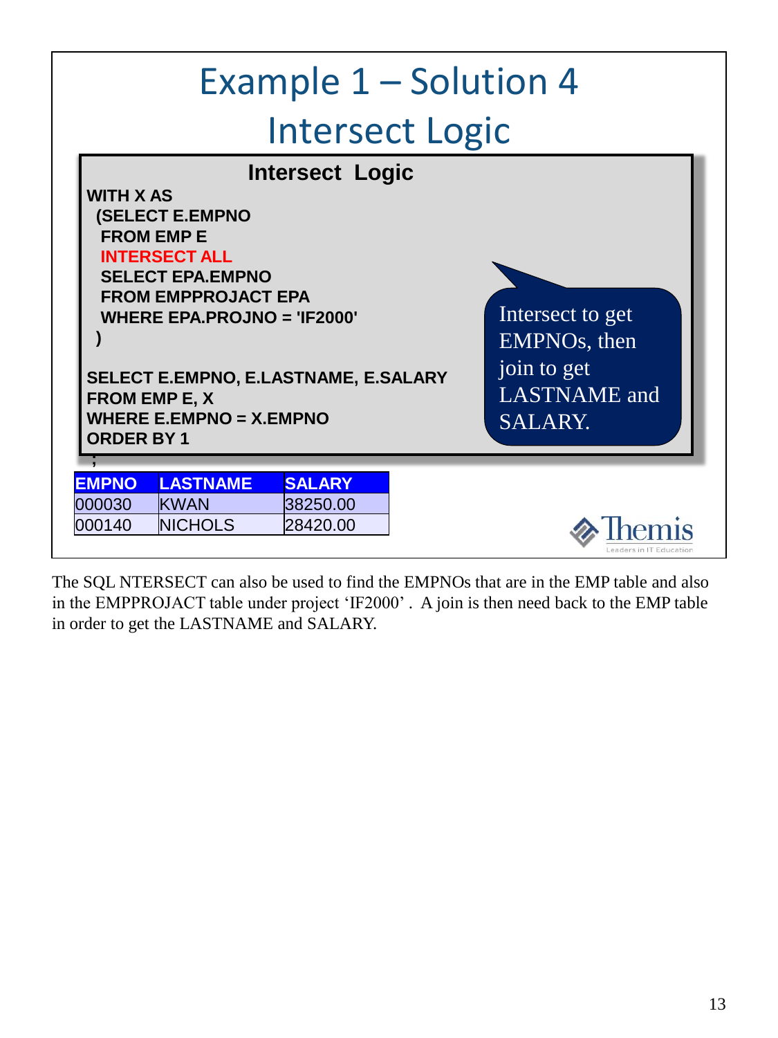# Example 1 – Solution 4
## Intersect Logic

**Intersect Logic**

```
WITH X AS
 (SELECT E.EMPNO
  FROM EMP E
  INTERSECT ALL
  SELECT EPA.EMPNO
  FROM EMPPROJACT EPA
  WHERE EPA.PROJNO = 'IF2000'
 )

SELECT E.EMPNO, E.LASTNAME, E.SALARY
FROM EMP E, X
WHERE E.EMPNO = X.EMPNO
ORDER BY 1
;
```

Intersect to get EMPNOs, then join to get LASTNAME and SALARY.

| EMPNO | LASTNAME | SALARY |
|---|---|---|
| 000030 | KWAN | 38250.00 |
| 000140 | NICHOLS | 28420.00 |

The SQL NTERSECT can also be used to find the EMPNOs that are in the EMP table and also in the EMPPROJACT table under project 'IF2000' . A join is then need back to the EMP table in order to get the LASTNAME and SALARY.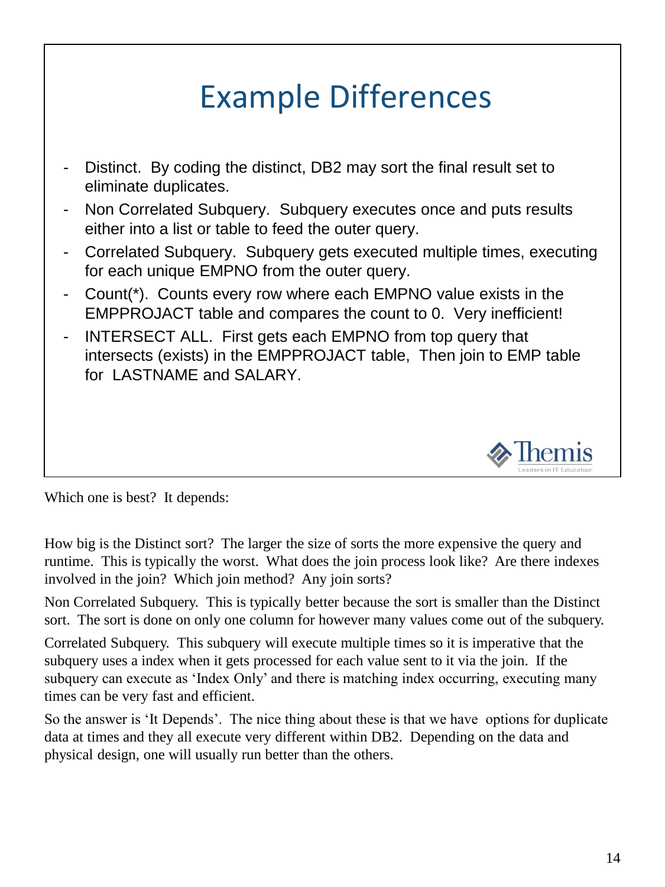# Example Differences

- Distinct. By coding the distinct, DB2 may sort the final result set to eliminate duplicates.
- Non Correlated Subquery. Subquery executes once and puts results either into a list or table to feed the outer query.
- Correlated Subquery. Subquery gets executed multiple times, executing for each unique EMPNO from the outer query.
- Count(*). Counts every row where each EMPNO value exists in the EMPPROJACT table and compares the count to 0. Very inefficient!
- INTERSECT ALL. First gets each EMPNO from top query that intersects (exists) in the EMPPROJACT table, Then join to EMP table for LASTNAME and SALARY.

Which one is best? It depends:

How big is the Distinct sort? The larger the size of sorts the more expensive the query and runtime. This is typically the worst. What does the join process look like? Are there indexes involved in the join? Which join method? Any join sorts?

Non Correlated Subquery. This is typically better because the sort is smaller than the Distinct sort. The sort is done on only one column for however many values come out of the subquery.

Correlated Subquery. This subquery will execute multiple times so it is imperative that the subquery uses a index when it gets processed for each value sent to it via the join. If the subquery can execute as 'Index Only' and there is matching index occurring, executing many times can be very fast and efficient.

So the answer is 'It Depends'. The nice thing about these is that we have options for duplicate data at times and they all execute very different within DB2. Depending on the data and physical design, one will usually run better than the others.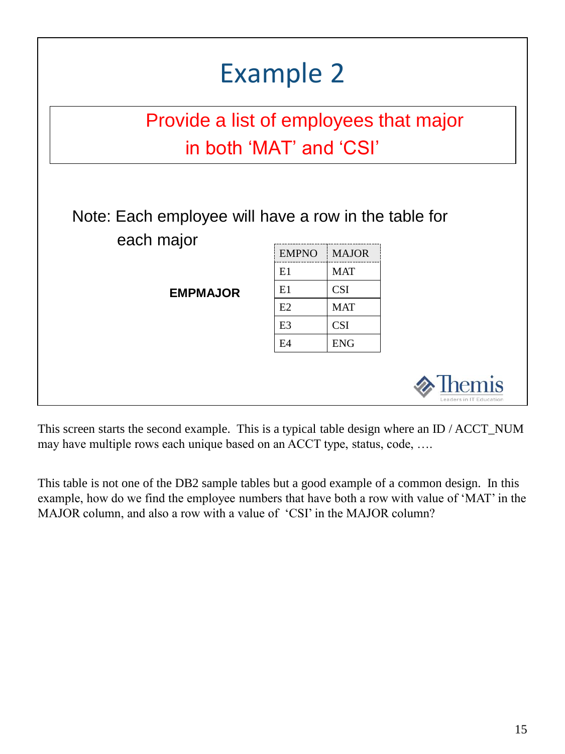# Example 2

Provide a list of employees that major in both 'MAT' and 'CSI'

Note: Each employee will have a row in the table for each major

**EMPMAJOR**

| EMPNO | MAJOR |
|---|---|
| E1 | MAT |
| E1 | CSI |
| E2 | MAT |
| E3 | CSI |
| E4 | ENG |

This screen starts the second example. This is a typical table design where an ID / ACCT_NUM may have multiple rows each unique based on an ACCT type, status, code, ….

This table is not one of the DB2 sample tables but a good example of a common design. In this example, how do we find the employee numbers that have both a row with value of 'MAT' in the MAJOR column, and also a row with a value of 'CSI' in the MAJOR column?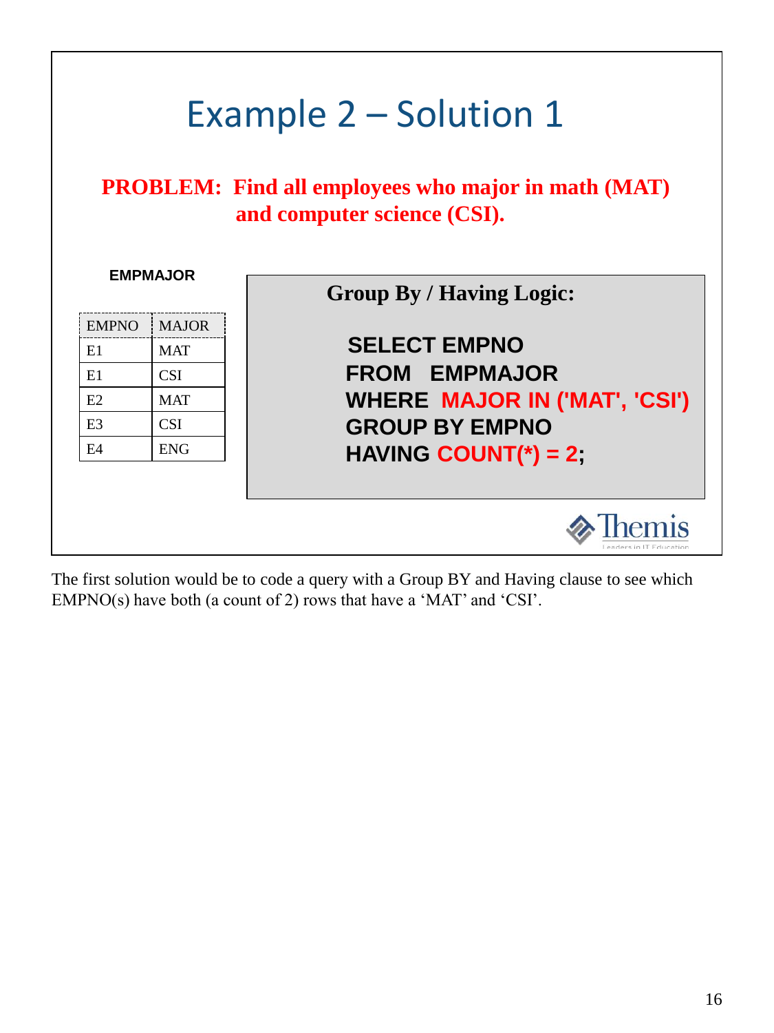# Example 2 – Solution 1

**PROBLEM: Find all employees who major in math (MAT) and computer science (CSI).**

**EMPMAJOR**

| EMPNO | MAJOR |
|---|---|
| E1 | MAT |
| E1 | CSI |
| E2 | MAT |
| E3 | CSI |
| E4 | ENG |

**Group By / Having Logic:**

```
SELECT EMPNO
FROM   EMPMAJOR
WHERE  MAJOR IN ('MAT', 'CSI')
GROUP BY EMPNO
HAVING COUNT(*) = 2;
```

The first solution would be to code a query with a Group BY and Having clause to see which EMPNO(s) have both (a count of 2) rows that have a 'MAT' and 'CSI'.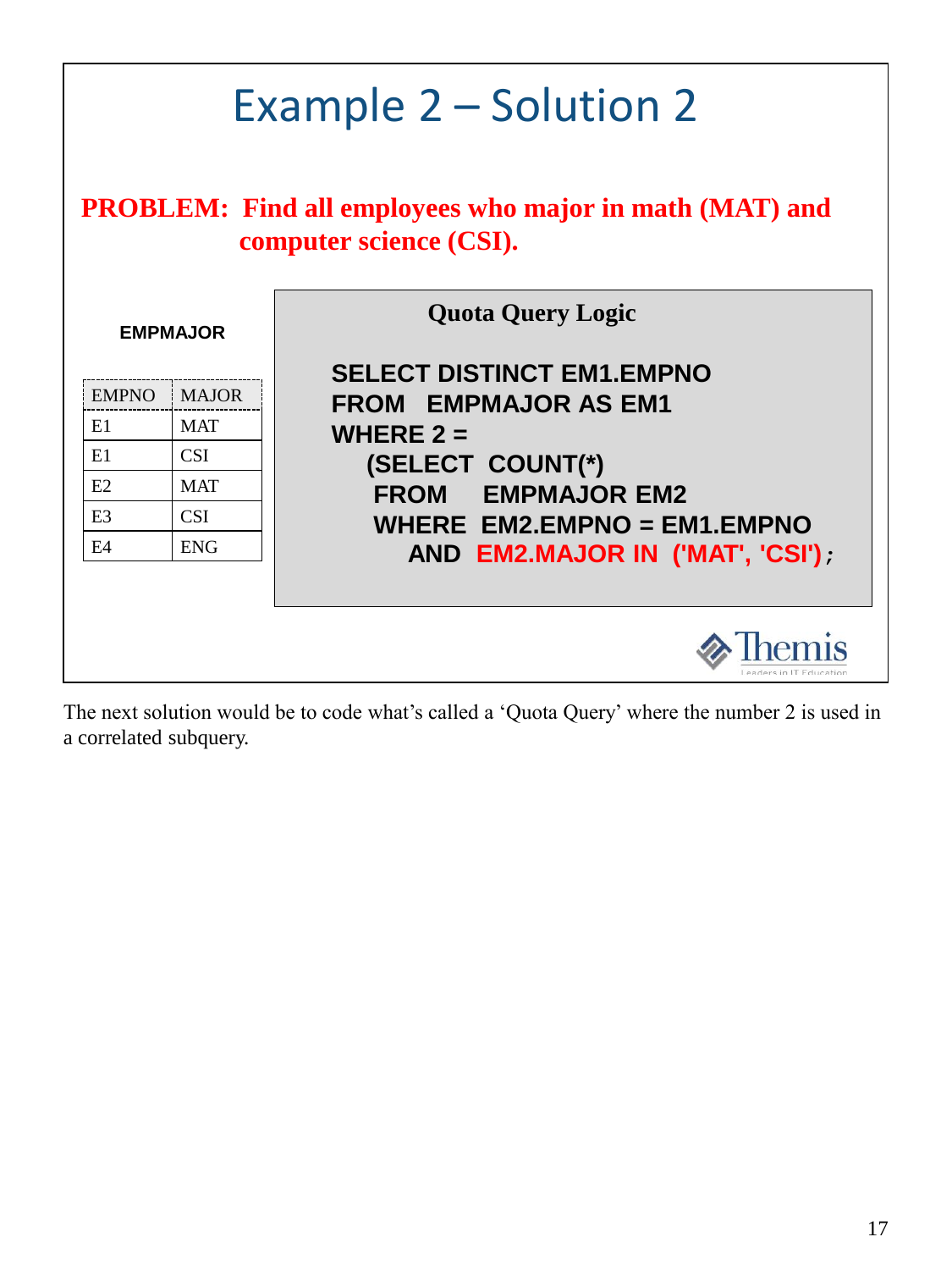# Example 2 – Solution 2

**PROBLEM: Find all employees who major in math (MAT) and computer science (CSI).**

**EMPMAJOR**

| EMPNO | MAJOR |
|---|---|
| E1 | MAT |
| E1 | CSI |
| E2 | MAT |
| E3 | CSI |
| E4 | ENG |

**Quota Query Logic**

```
SELECT DISTINCT EM1.EMPNO
FROM   EMPMAJOR AS EM1
WHERE 2 =
   (SELECT  COUNT(*)
    FROM     EMPMAJOR EM2
    WHERE  EM2.EMPNO = EM1.EMPNO
       AND  EM2.MAJOR IN  ('MAT', 'CSI');
```

The next solution would be to code what's called a 'Quota Query' where the number 2 is used in a correlated subquery.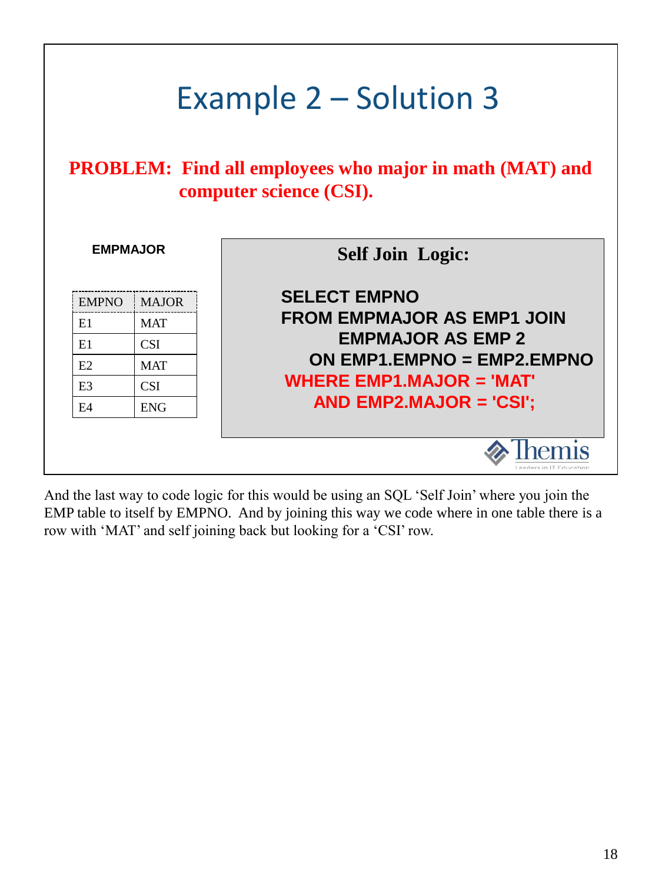# Example 2 – Solution 3

**PROBLEM: Find all employees who major in math (MAT) and computer science (CSI).**

**EMPMAJOR**

| EMPNO | MAJOR |
|---|---|
| E1 | MAT |
| E1 | CSI |
| E2 | MAT |
| E3 | CSI |
| E4 | ENG |

**Self Join Logic:**

```
SELECT EMPNO
FROM EMPMAJOR AS EMP1 JOIN
     EMPMAJOR AS EMP 2
  ON EMP1.EMPNO = EMP2.EMPNO
WHERE EMP1.MAJOR = 'MAT'
  AND EMP2.MAJOR = 'CSI';
```

Themis
Leaders in IT Education

And the last way to code logic for this would be using an SQL 'Self Join' where you join the EMP table to itself by EMPNO. And by joining this way we code where in one table there is a row with 'MAT' and self joining back but looking for a 'CSI' row.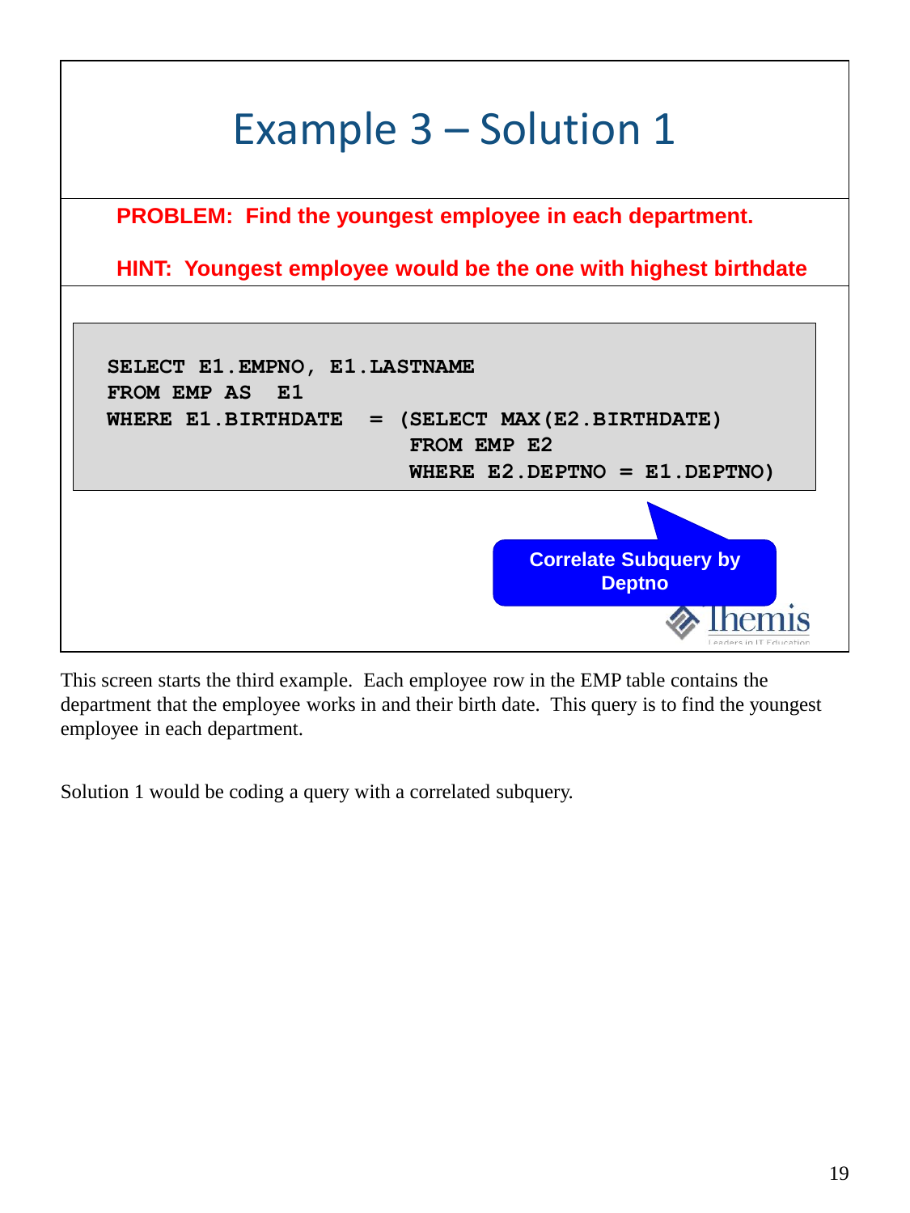# Example 3 – Solution 1

**PROBLEM: Find the youngest employee in each department.**

**HINT: Youngest employee would be the one with highest birthdate**

```
SELECT E1.EMPNO, E1.LASTNAME
FROM EMP AS  E1
WHERE E1.BIRTHDATE   = (SELECT MAX(E2.BIRTHDATE)
                        FROM EMP E2
                        WHERE E2.DEPTNO = E1.DEPTNO)
```

**Correlate Subquery by Deptno**

This screen starts the third example. Each employee row in the EMP table contains the department that the employee works in and their birth date. This query is to find the youngest employee in each department.

Solution 1 would be coding a query with a correlated subquery.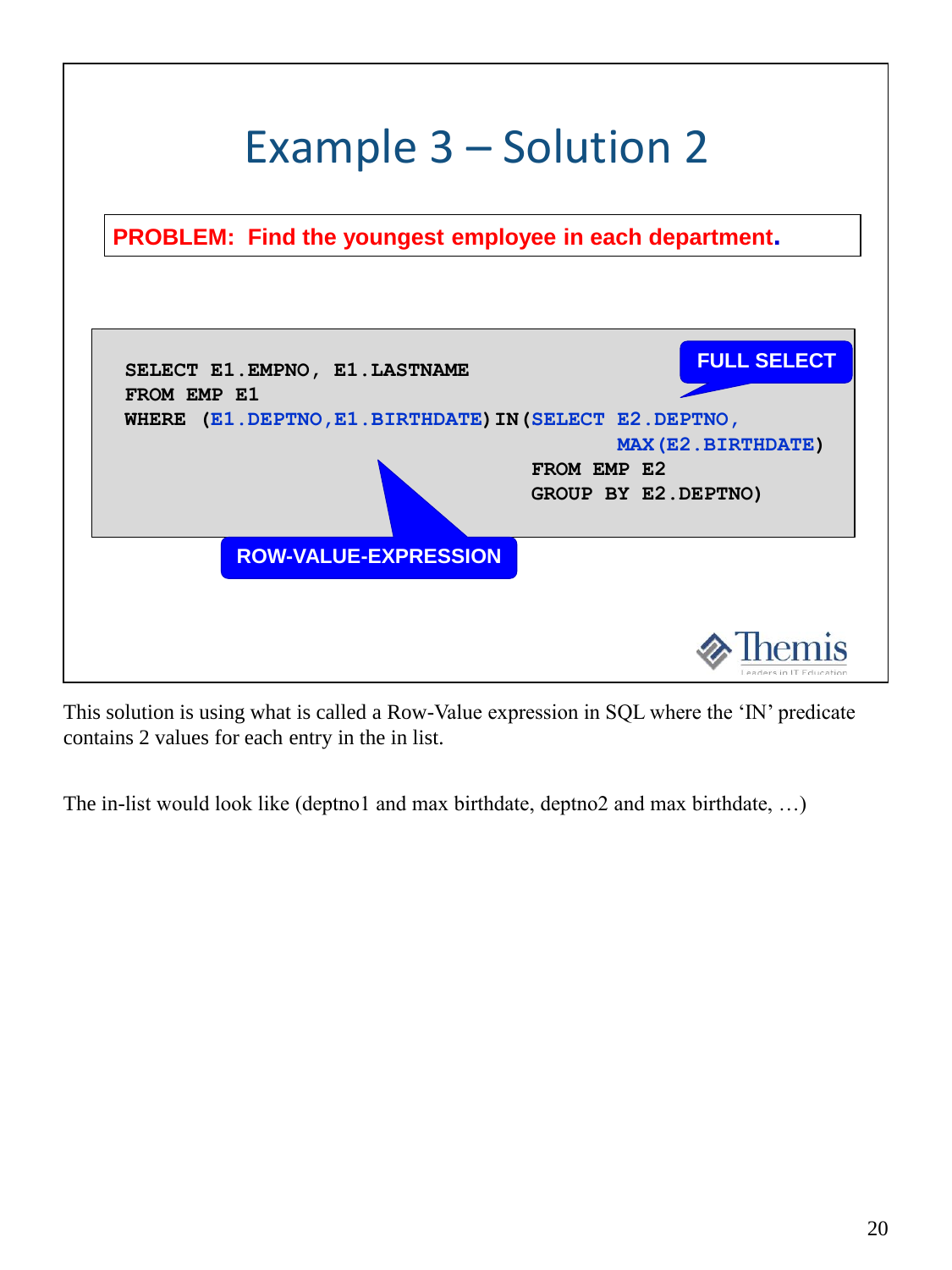# Example 3 – Solution 2

**PROBLEM: Find the youngest employee in each department.**

```
SELECT E1.EMPNO, E1.LASTNAME
FROM EMP E1
WHERE (E1.DEPTNO,E1.BIRTHDATE)IN(SELECT E2.DEPTNO,
                                        MAX(E2.BIRTHDATE)
                                 FROM EMP E2
                                 GROUP BY E2.DEPTNO)
```

**FULL SELECT**

**ROW-VALUE-EXPRESSION**

This solution is using what is called a Row-Value expression in SQL where the 'IN' predicate contains 2 values for each entry in the in list.

The in-list would look like (deptno1 and max birthdate, deptno2 and max birthdate, …)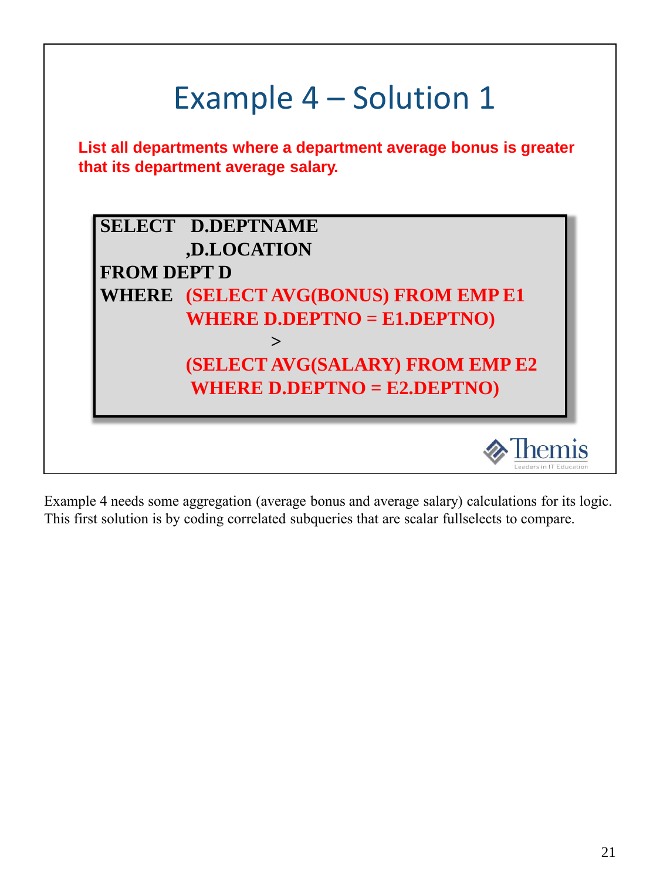# Example 4 – Solution 1

**List all departments where a department average bonus is greater that its department average salary.**

```
SELECT   D.DEPTNAME
        ,D.LOCATION
FROM DEPT D
WHERE   (SELECT AVG(BONUS) FROM EMP E1
         WHERE D.DEPTNO = E1.DEPTNO)
                    >
        (SELECT AVG(SALARY) FROM EMP E2
         WHERE D.DEPTNO = E2.DEPTNO)
```

Example 4 needs some aggregation (average bonus and average salary) calculations for its logic. This first solution is by coding correlated subqueries that are scalar fullselects to compare.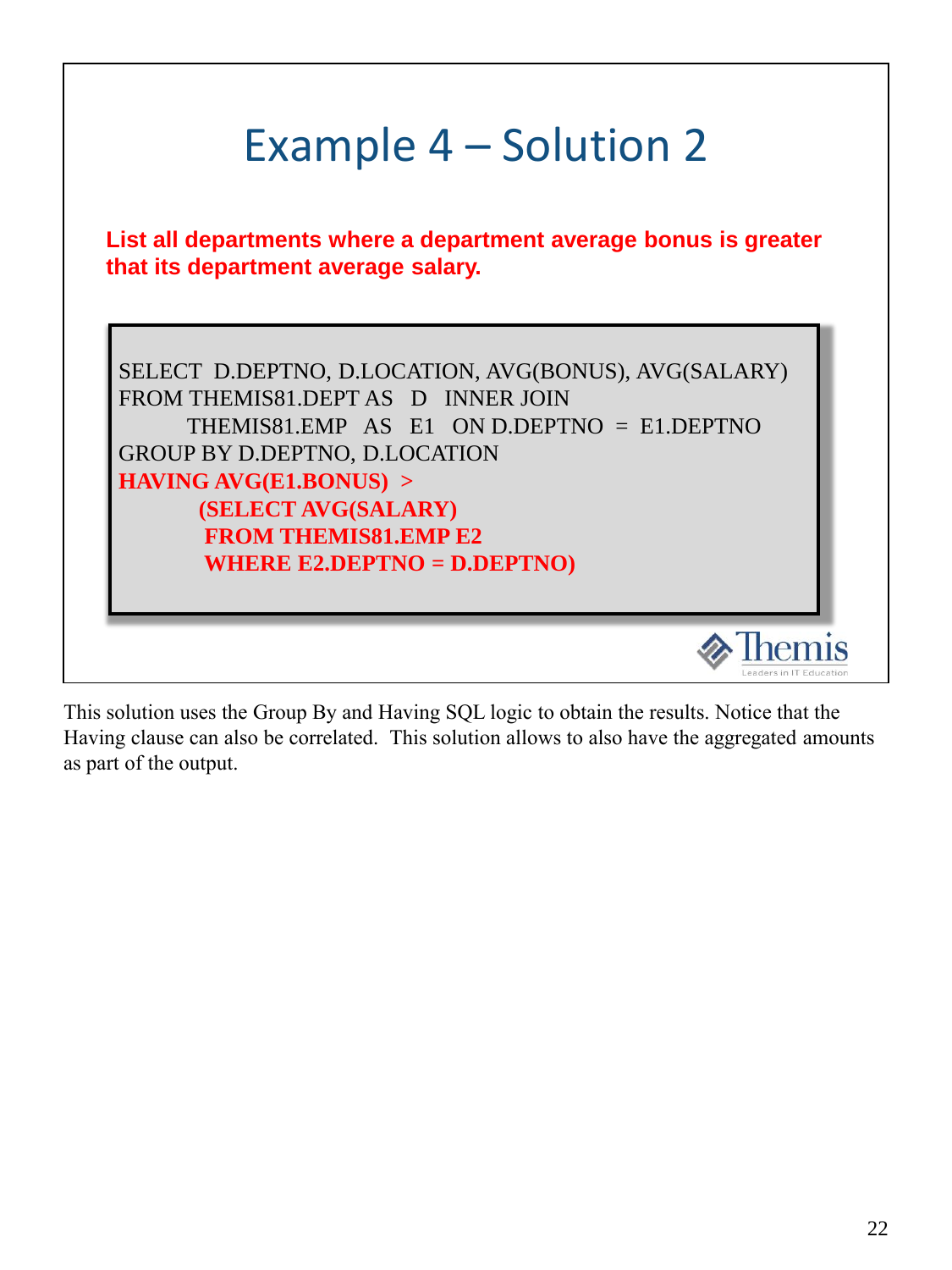# Example 4 – Solution 2

**List all departments where a department average bonus is greater that its department average salary.**

```
SELECT  D.DEPTNO, D.LOCATION, AVG(BONUS), AVG(SALARY)
FROM THEMIS81.DEPT AS   D   INNER JOIN
        THEMIS81.EMP   AS   E1   ON D.DEPTNO  =  E1.DEPTNO
GROUP BY D.DEPTNO, D.LOCATION
HAVING AVG(E1.BONUS)  >
          (SELECT AVG(SALARY)
           FROM THEMIS81.EMP E2
           WHERE E2.DEPTNO = D.DEPTNO)
```

This solution uses the Group By and Having SQL logic to obtain the results. Notice that the Having clause can also be correlated. This solution allows to also have the aggregated amounts as part of the output.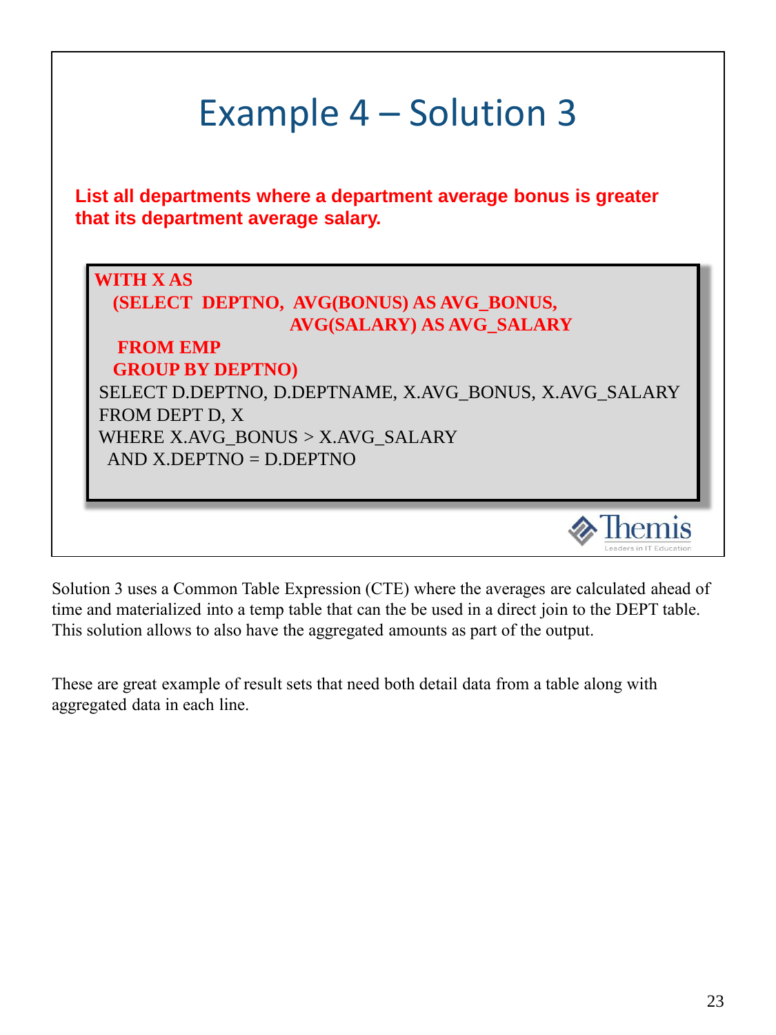# Example 4 – Solution 3

**List all departments where a department average bonus is greater that its department average salary.**

```
WITH X AS
   (SELECT  DEPTNO,  AVG(BONUS) AS AVG_BONUS,
                              AVG(SALARY) AS AVG_SALARY
    FROM EMP
   GROUP BY DEPTNO)
 SELECT D.DEPTNO, D.DEPTNAME, X.AVG_BONUS, X.AVG_SALARY
 FROM DEPT D, X
 WHERE X.AVG_BONUS > X.AVG_SALARY
  AND X.DEPTNO = D.DEPTNO
```

Themis
Leaders in IT Education

Solution 3 uses a Common Table Expression (CTE) where the averages are calculated ahead of time and materialized into a temp table that can the be used in a direct join to the DEPT table. This solution allows to also have the aggregated amounts as part of the output.

These are great example of result sets that need both detail data from a table along with aggregated data in each line.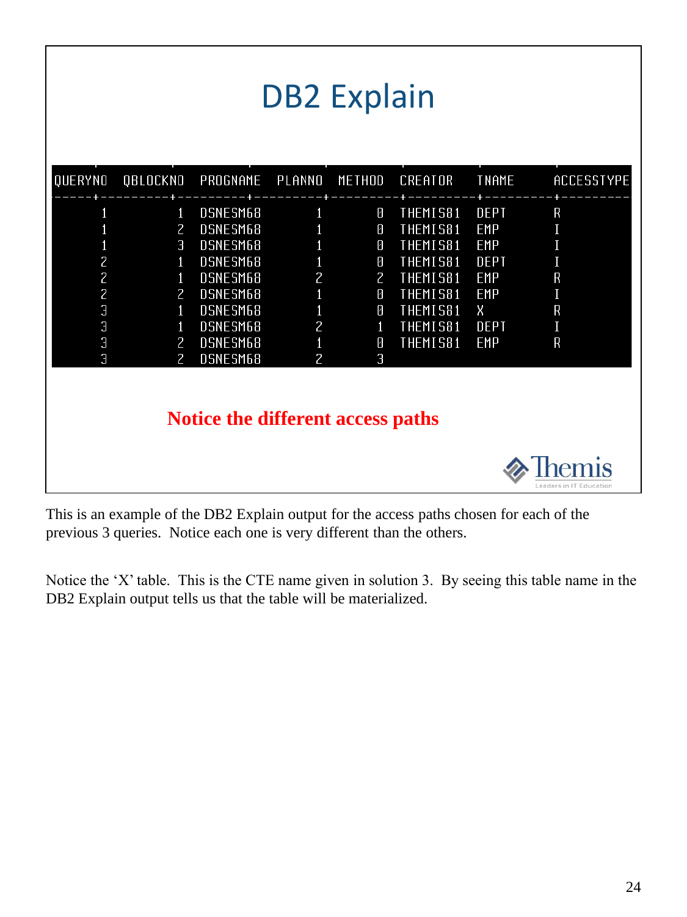# DB2 Explain

| QUERYNO | QBLOCKNO | PROGNAME | PLANNO | METHOD | CREATOR | TNAME | ACCESSTYPE |
|---|---|---|---|---|---|---|---|
| 1 | 1 | DSNESM68 | 1 | 0 | THEMIS81 | DEPT | R |
| 1 | 2 | DSNESM68 | 1 | 0 | THEMIS81 | EMP | I |
| 1 | 3 | DSNESM68 | 1 | 0 | THEMIS81 | EMP | I |
| 2 | 1 | DSNESM68 | 1 | 0 | THEMIS81 | DEPT | I |
| 2 | 1 | DSNESM68 | 2 | 2 | THEMIS81 | EMP | R |
| 2 | 2 | DSNESM68 | 1 | 0 | THEMIS81 | EMP | I |
| 3 | 1 | DSNESM68 | 1 | 0 | THEMIS81 | X | R |
| 3 | 1 | DSNESM68 | 2 | 1 | THEMIS81 | DEPT | I |
| 3 | 2 | DSNESM68 | 1 | 0 | THEMIS81 | EMP | R |
| 3 | 2 | DSNESM68 | 2 | 3 | | | |

**Notice the different access paths**

Themis
Leaders in IT Education

This is an example of the DB2 Explain output for the access paths chosen for each of the previous 3 queries. Notice each one is very different than the others.

Notice the 'X' table. This is the CTE name given in solution 3. By seeing this table name in the DB2 Explain output tells us that the table will be materialized.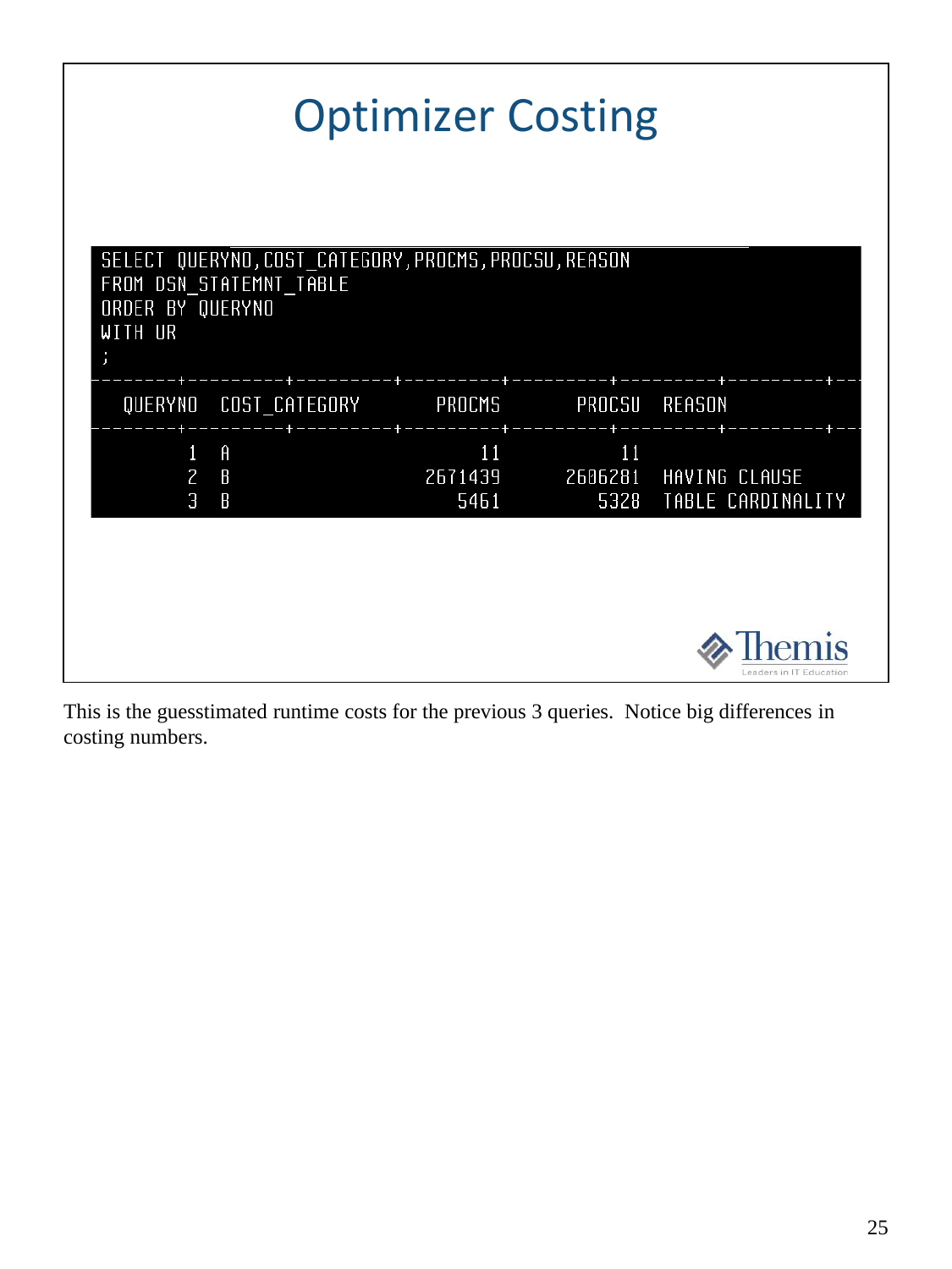# Optimizer Costing

```
SELECT QUERYNO,COST_CATEGORY,PROCMS,PROCSU,REASON
FROM DSN_STATEMNT_TABLE
ORDER BY QUERYNO
WITH UR
;
```

| QUERYNO | COST_CATEGORY | PROCMS | PROCSU | REASON |
|---|---|---|---|---|
| 1 | A | 11 | 11 | |
| 2 | B | 2671439 | 2606281 | HAVING CLAUSE |
| 3 | B | 5461 | 5328 | TABLE CARDINALITY |

This is the guesstimated runtime costs for the previous 3 queries. Notice big differences in costing numbers.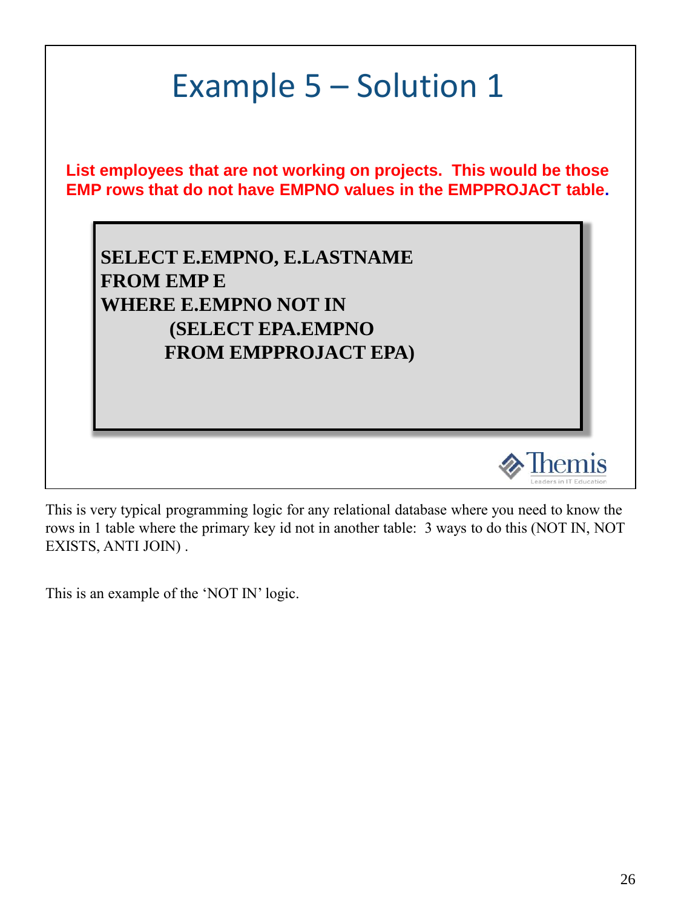# Example 5 – Solution 1

**List employees that are not working on projects. This would be those EMP rows that do not have EMPNO values in the EMPPROJACT table.**

```
SELECT E.EMPNO, E.LASTNAME
FROM EMP E
WHERE E.EMPNO NOT IN
        (SELECT EPA.EMPNO
        FROM EMPPROJACT EPA)
```

This is very typical programming logic for any relational database where you need to know the rows in 1 table where the primary key id not in another table: 3 ways to do this (NOT IN, NOT EXISTS, ANTI JOIN) .

This is an example of the 'NOT IN' logic.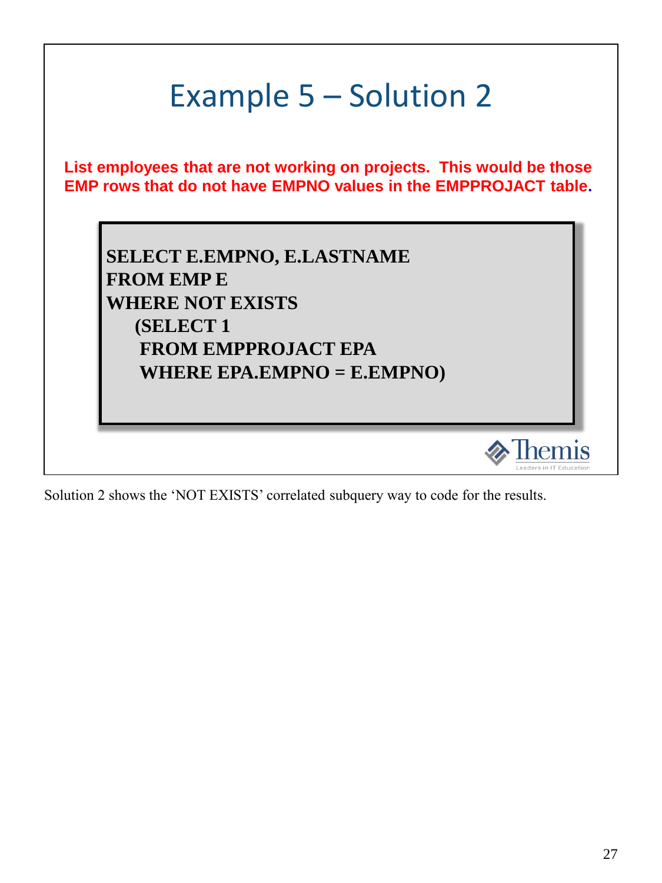# Example 5 – Solution 2

**List employees that are not working on projects. This would be those EMP rows that do not have EMPNO values in the EMPPROJACT table.**

```
SELECT E.EMPNO, E.LASTNAME
FROM EMP E
WHERE NOT EXISTS
     (SELECT 1
      FROM EMPPROJACT EPA
      WHERE EPA.EMPNO = E.EMPNO)
```

Solution 2 shows the 'NOT EXISTS' correlated subquery way to code for the results.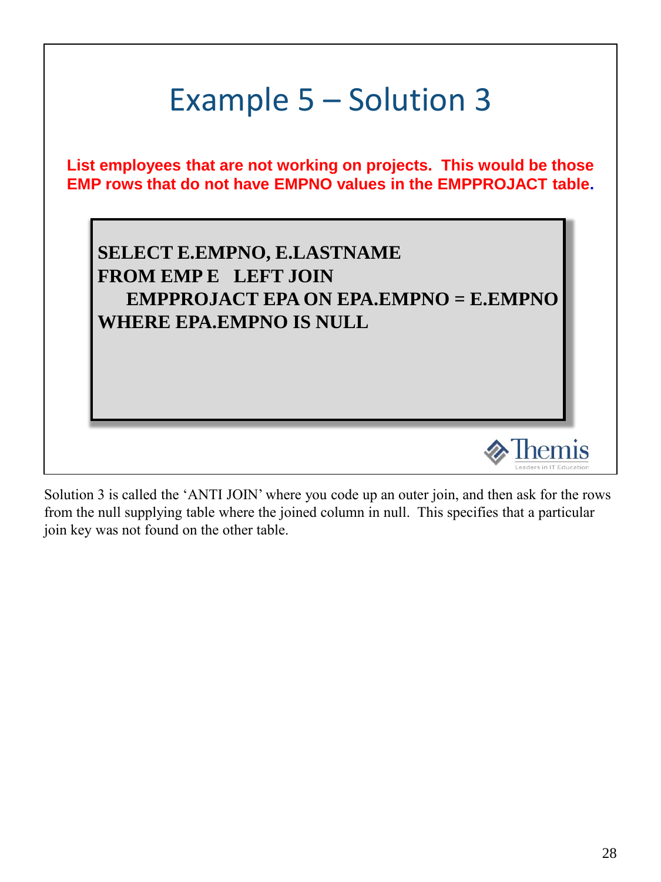# Example 5 – Solution 3

**List employees that are not working on projects. This would be those EMP rows that do not have EMPNO values in the EMPPROJACT table.**

```
SELECT E.EMPNO, E.LASTNAME
FROM EMP E   LEFT JOIN
    EMPPROJACT EPA ON EPA.EMPNO = E.EMPNO
WHERE EPA.EMPNO IS NULL
```

Solution 3 is called the 'ANTI JOIN' where you code up an outer join, and then ask for the rows from the null supplying table where the joined column in null. This specifies that a particular join key was not found on the other table.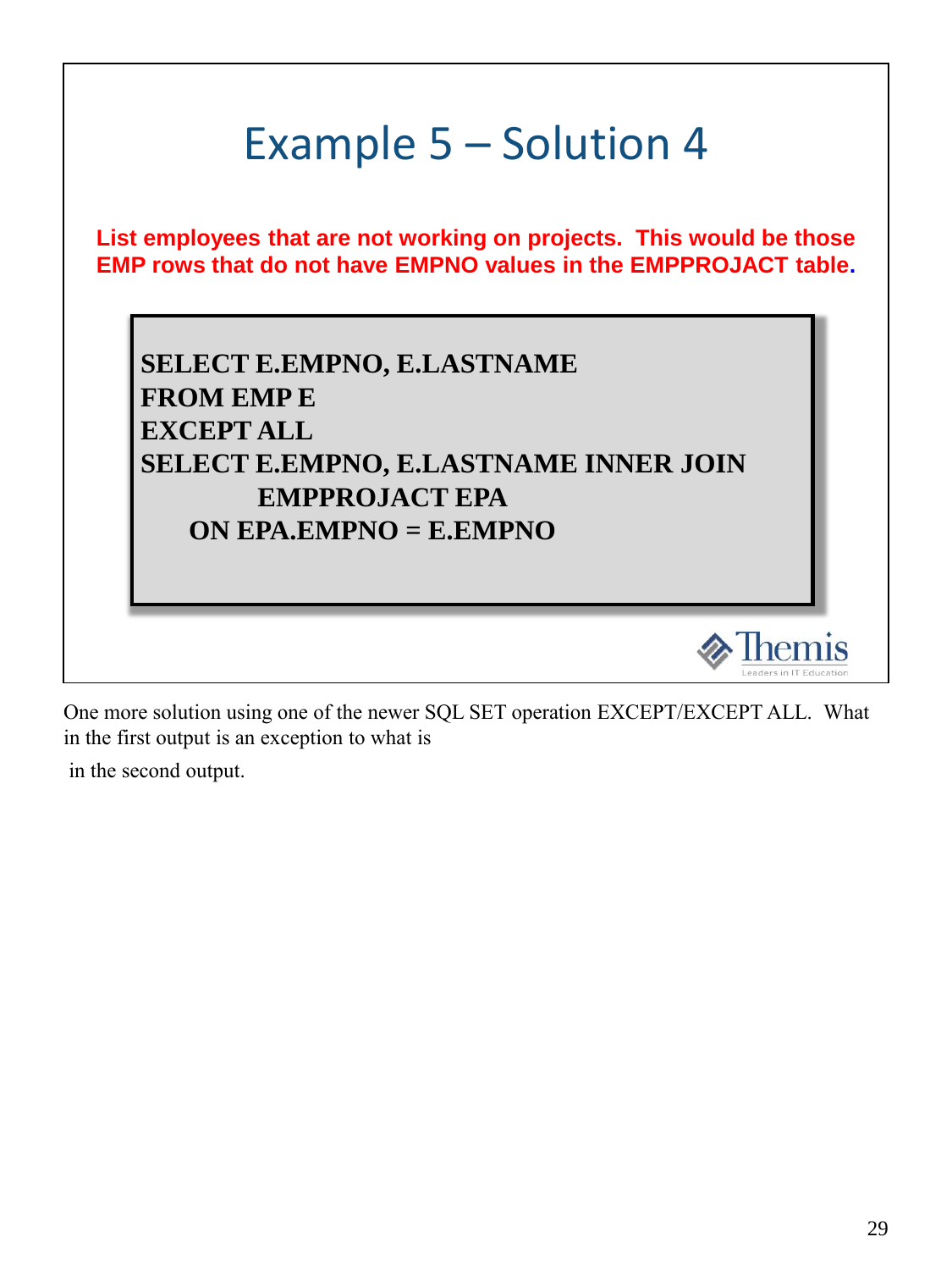# Example 5 – Solution 4

**List employees that are not working on projects. This would be those EMP rows that do not have EMPNO values in the EMPPROJACT table.**

```
SELECT E.EMPNO, E.LASTNAME
FROM EMP E
EXCEPT ALL
SELECT E.EMPNO, E.LASTNAME INNER JOIN
          EMPPROJACT EPA
     ON EPA.EMPNO = E.EMPNO
```

One more solution using one of the newer SQL SET operation EXCEPT/EXCEPT ALL. What in the first output is an exception to what is in the second output.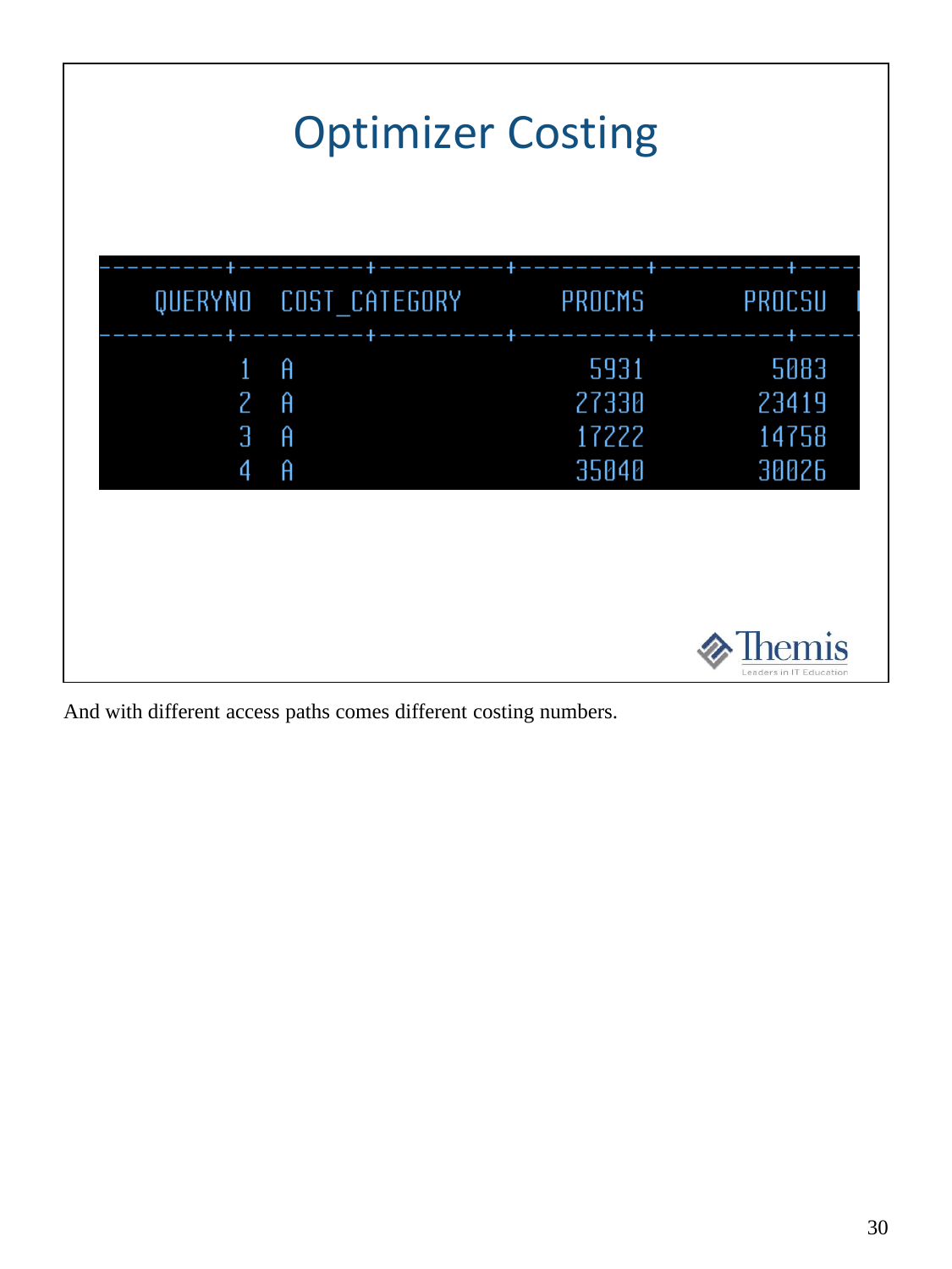# Optimizer Costing

| QUERYNO | COST_CATEGORY | PROCMS | PROCSU |
|---|---|---|---|
| 1 | A | 5931 | 5083 |
| 2 | A | 27330 | 23419 |
| 3 | A | 17222 | 14758 |
| 4 | A | 35040 | 30026 |

And with different access paths comes different costing numbers.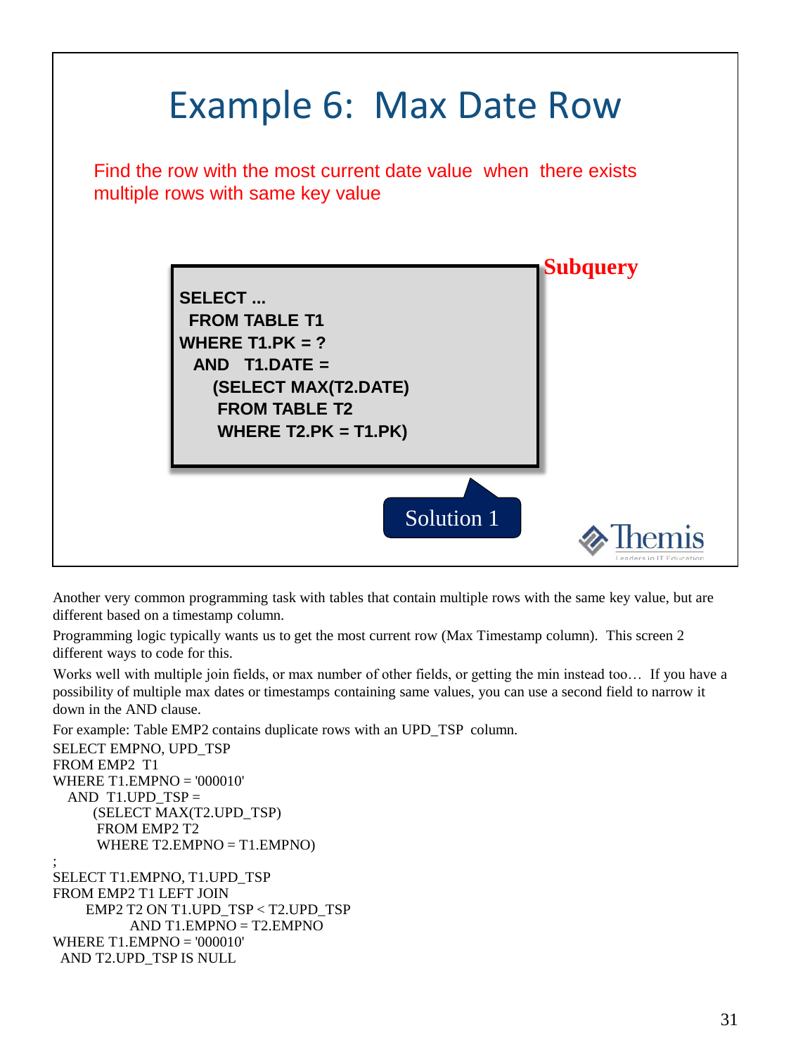# Example 6: Max Date Row

Find the row with the most current date value when there exists multiple rows with same key value

**Subquery**

```
SELECT ...
 FROM TABLE T1
WHERE T1.PK = ?
  AND   T1.DATE =
     (SELECT MAX(T2.DATE)
      FROM TABLE T2
      WHERE T2.PK = T1.PK)
```

Solution 1

Themis
Leaders in IT Education

Another very common programming task with tables that contain multiple rows with the same key value, but are different based on a timestamp column.

Programming logic typically wants us to get the most current row (Max Timestamp column). This screen 2 different ways to code for this.

Works well with multiple join fields, or max number of other fields, or getting the min instead too… If you have a possibility of multiple max dates or timestamps containing same values, you can use a second field to narrow it down in the AND clause.

For example: Table EMP2 contains duplicate rows with an UPD_TSP column.

```
SELECT EMPNO, UPD_TSP
FROM EMP2  T1
WHERE T1.EMPNO = '000010'
   AND  T1.UPD_TSP =
        (SELECT MAX(T2.UPD_TSP)
         FROM EMP2 T2
         WHERE T2.EMPNO = T1.EMPNO)
;
SELECT T1.EMPNO, T1.UPD_TSP
FROM EMP2 T1 LEFT JOIN
      EMP2 T2 ON T1.UPD_TSP < T2.UPD_TSP
               AND T1.EMPNO = T2.EMPNO
WHERE T1.EMPNO = '000010'
  AND T2.UPD_TSP IS NULL
```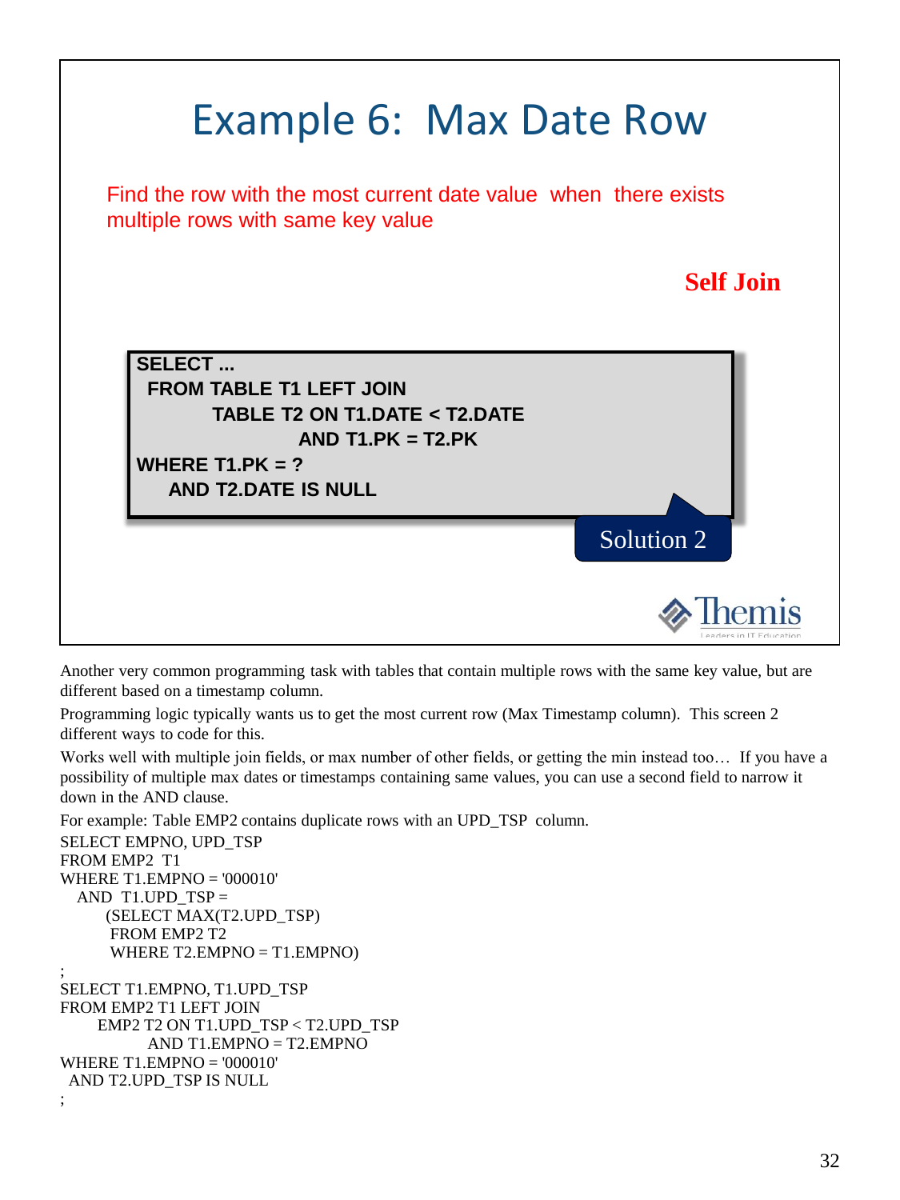# Example 6: Max Date Row

Find the row with the most current date value when there exists multiple rows with same key value

**Self Join**

```
SELECT ...
  FROM TABLE T1 LEFT JOIN
        TABLE T2 ON T1.DATE < T2.DATE
                AND T1.PK = T2.PK
WHERE T1.PK = ?
   AND T2.DATE IS NULL
```

Solution 2

Themis
Leaders in IT Education

Another very common programming task with tables that contain multiple rows with the same key value, but are different based on a timestamp column.

Programming logic typically wants us to get the most current row (Max Timestamp column). This screen 2 different ways to code for this.

Works well with multiple join fields, or max number of other fields, or getting the min instead too… If you have a possibility of multiple max dates or timestamps containing same values, you can use a second field to narrow it down in the AND clause.

For example: Table EMP2 contains duplicate rows with an UPD_TSP column.

```
SELECT EMPNO, UPD_TSP
FROM EMP2  T1
WHERE T1.EMPNO = '000010'
   AND  T1.UPD_TSP =
        (SELECT MAX(T2.UPD_TSP)
         FROM EMP2 T2
         WHERE T2.EMPNO = T1.EMPNO)
;
SELECT T1.EMPNO, T1.UPD_TSP
FROM EMP2 T1 LEFT JOIN
      EMP2 T2 ON T1.UPD_TSP < T2.UPD_TSP
             AND T1.EMPNO = T2.EMPNO
WHERE T1.EMPNO = '000010'
  AND T2.UPD_TSP IS NULL
;
```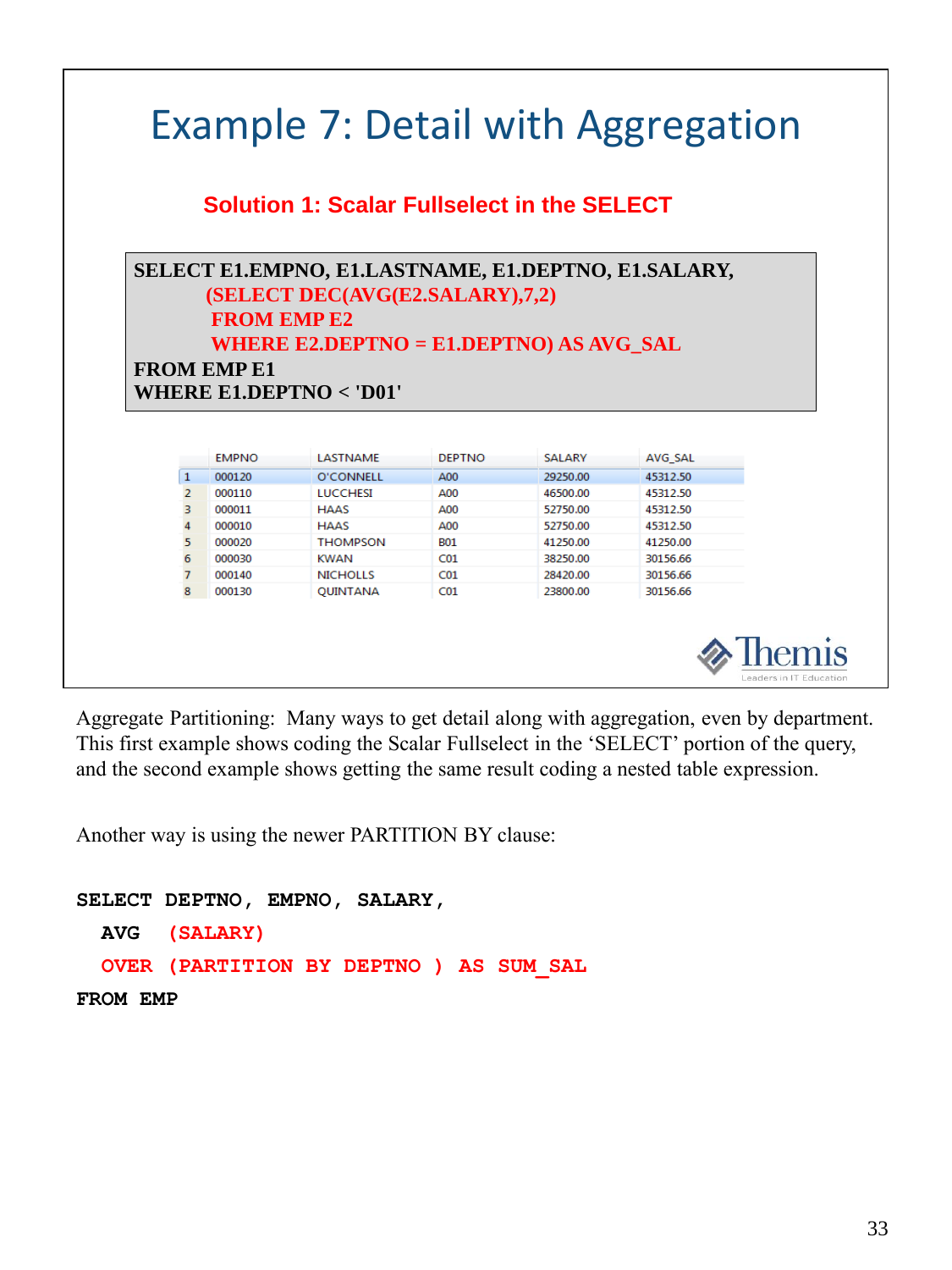# Example 7: Detail with Aggregation

**Solution 1: Scalar Fullselect in the SELECT**

```
SELECT E1.EMPNO, E1.LASTNAME, E1.DEPTNO, E1.SALARY,
         (SELECT DEC(AVG(E2.SALARY),7,2)
          FROM EMP E2
          WHERE E2.DEPTNO = E1.DEPTNO) AS AVG_SAL
FROM EMP E1
WHERE E1.DEPTNO < 'D01'
```

| | EMPNO | LASTNAME | DEPTNO | SALARY | AVG_SAL |
|---|---|---|---|---|---|
| 1 | 000120 | O'CONNELL | A00 | 29250.00 | 45312.50 |
| 2 | 000110 | LUCCHESI | A00 | 46500.00 | 45312.50 |
| 3 | 000011 | HAAS | A00 | 52750.00 | 45312.50 |
| 4 | 000010 | HAAS | A00 | 52750.00 | 45312.50 |
| 5 | 000020 | THOMPSON | B01 | 41250.00 | 41250.00 |
| 6 | 000030 | KWAN | C01 | 38250.00 | 30156.66 |
| 7 | 000140 | NICHOLLS | C01 | 28420.00 | 30156.66 |
| 8 | 000130 | QUINTANA | C01 | 23800.00 | 30156.66 |

Themis — Leaders in IT Education

Aggregate Partitioning: Many ways to get detail along with aggregation, even by department. This first example shows coding the Scalar Fullselect in the 'SELECT' portion of the query, and the second example shows getting the same result coding a nested table expression.

Another way is using the newer PARTITION BY clause:

```
SELECT DEPTNO, EMPNO, SALARY,
  AVG  (SALARY)
  OVER (PARTITION BY DEPTNO ) AS SUM_SAL
FROM EMP
```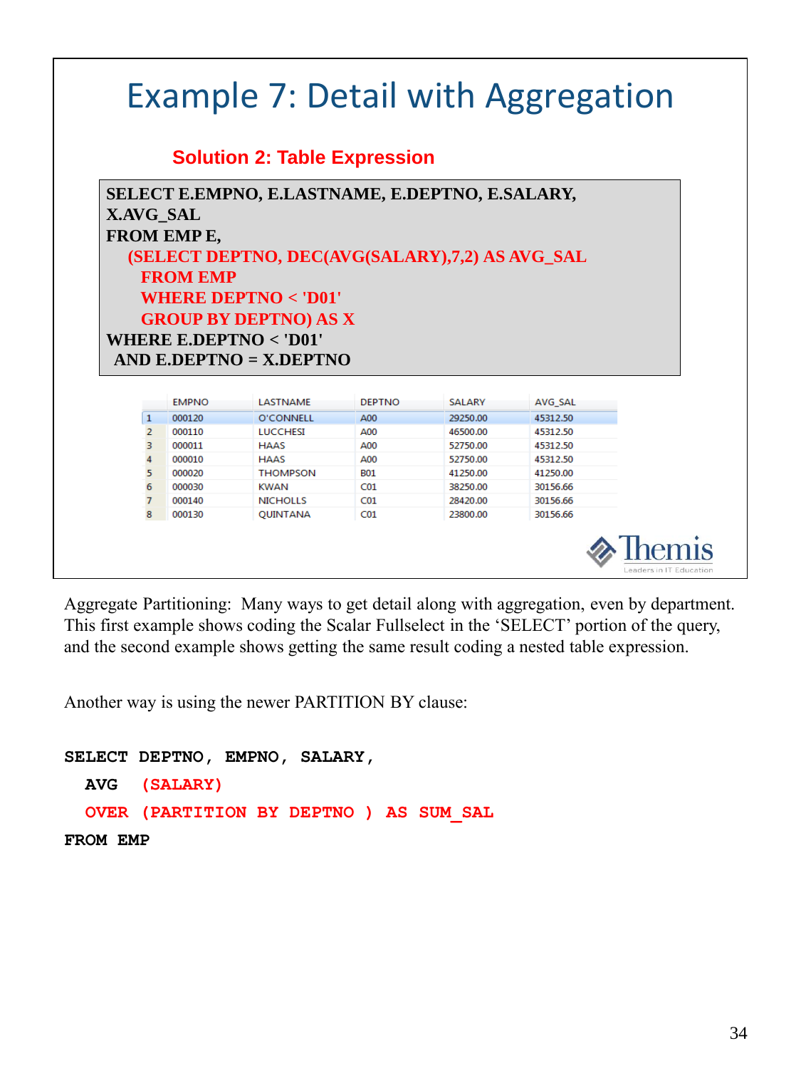# Example 7: Detail with Aggregation

**Solution 2: Table Expression**

```
SELECT E.EMPNO, E.LASTNAME, E.DEPTNO, E.SALARY,
X.AVG_SAL
FROM EMP E,
   (SELECT DEPTNO, DEC(AVG(SALARY),7,2) AS AVG_SAL
     FROM EMP
     WHERE DEPTNO < 'D01'
     GROUP BY DEPTNO) AS X
WHERE E.DEPTNO < 'D01'
 AND E.DEPTNO = X.DEPTNO
```

| | EMPNO | LASTNAME | DEPTNO | SALARY | AVG_SAL |
|---|---|---|---|---|---|
| 1 | 000120 | O'CONNELL | A00 | 29250.00 | 45312.50 |
| 2 | 000110 | LUCCHESI | A00 | 46500.00 | 45312.50 |
| 3 | 000011 | HAAS | A00 | 52750.00 | 45312.50 |
| 4 | 000010 | HAAS | A00 | 52750.00 | 45312.50 |
| 5 | 000020 | THOMPSON | B01 | 41250.00 | 41250.00 |
| 6 | 000030 | KWAN | C01 | 38250.00 | 30156.66 |
| 7 | 000140 | NICHOLLS | C01 | 28420.00 | 30156.66 |
| 8 | 000130 | QUINTANA | C01 | 23800.00 | 30156.66 |

Themis — Leaders in IT Education

Aggregate Partitioning: Many ways to get detail along with aggregation, even by department. This first example shows coding the Scalar Fullselect in the 'SELECT' portion of the query, and the second example shows getting the same result coding a nested table expression.

Another way is using the newer PARTITION BY clause:

```
SELECT DEPTNO, EMPNO, SALARY,
  AVG  (SALARY)
  OVER (PARTITION BY DEPTNO ) AS SUM_SAL
FROM EMP
```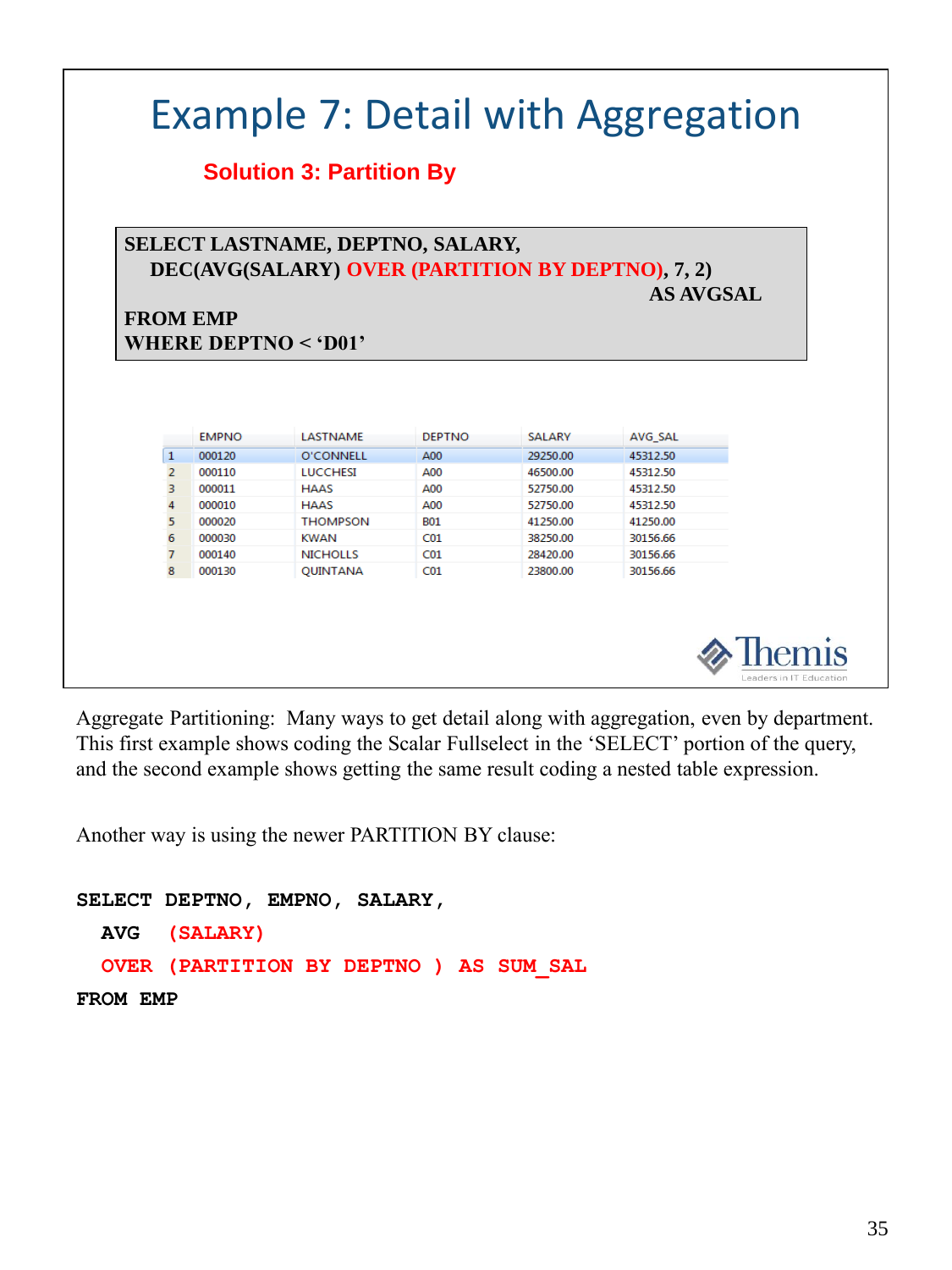# Example 7: Detail with Aggregation

**Solution 3: Partition By**

```
SELECT LASTNAME, DEPTNO, SALARY,
    DEC(AVG(SALARY) OVER (PARTITION BY DEPTNO), 7, 2)
                                                AS AVGSAL
FROM EMP
WHERE DEPTNO < 'D01'
```

| | EMPNO | LASTNAME | DEPTNO | SALARY | AVG_SAL |
|---|---|---|---|---|---|
| 1 | 000120 | O'CONNELL | A00 | 29250.00 | 45312.50 |
| 2 | 000110 | LUCCHESI | A00 | 46500.00 | 45312.50 |
| 3 | 000011 | HAAS | A00 | 52750.00 | 45312.50 |
| 4 | 000010 | HAAS | A00 | 52750.00 | 45312.50 |
| 5 | 000020 | THOMPSON | B01 | 41250.00 | 41250.00 |
| 6 | 000030 | KWAN | C01 | 38250.00 | 30156.66 |
| 7 | 000140 | NICHOLLS | C01 | 28420.00 | 30156.66 |
| 8 | 000130 | QUINTANA | C01 | 23800.00 | 30156.66 |

Themis — Leaders in IT Education

Aggregate Partitioning: Many ways to get detail along with aggregation, even by department. This first example shows coding the Scalar Fullselect in the 'SELECT' portion of the query, and the second example shows getting the same result coding a nested table expression.

Another way is using the newer PARTITION BY clause:

```
SELECT DEPTNO, EMPNO, SALARY,
  AVG  (SALARY)
  OVER (PARTITION BY DEPTNO ) AS SUM_SAL
FROM EMP
```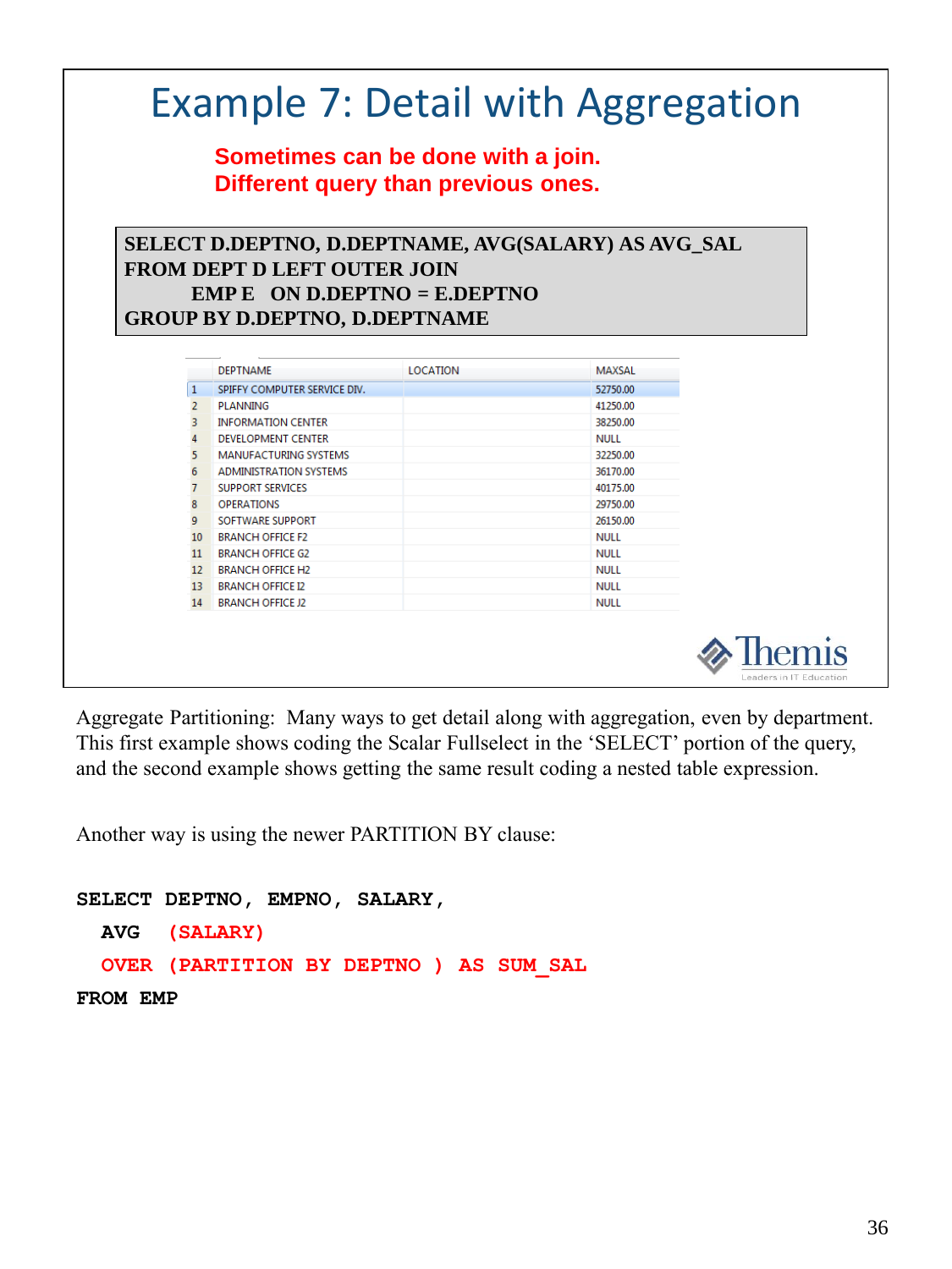# Example 7: Detail with Aggregation

**Sometimes can be done with a join.**
**Different query than previous ones.**

```
SELECT D.DEPTNO, D.DEPTNAME, AVG(SALARY) AS AVG_SAL
FROM DEPT D LEFT OUTER JOIN
        EMP E   ON D.DEPTNO = E.DEPTNO
GROUP BY D.DEPTNO, D.DEPTNAME
```

| | DEPTNAME | LOCATION | MAXSAL |
|---|---|---|---|
| 1 | SPIFFY COMPUTER SERVICE DIV. | | 52750.00 |
| 2 | PLANNING | | 41250.00 |
| 3 | INFORMATION CENTER | | 38250.00 |
| 4 | DEVELOPMENT CENTER | | NULL |
| 5 | MANUFACTURING SYSTEMS | | 32250.00 |
| 6 | ADMINISTRATION SYSTEMS | | 36170.00 |
| 7 | SUPPORT SERVICES | | 40175.00 |
| 8 | OPERATIONS | | 29750.00 |
| 9 | SOFTWARE SUPPORT | | 26150.00 |
| 10 | BRANCH OFFICE F2 | | NULL |
| 11 | BRANCH OFFICE G2 | | NULL |
| 12 | BRANCH OFFICE H2 | | NULL |
| 13 | BRANCH OFFICE I2 | | NULL |
| 14 | BRANCH OFFICE J2 | | NULL |

Aggregate Partitioning: Many ways to get detail along with aggregation, even by department. This first example shows coding the Scalar Fullselect in the 'SELECT' portion of the query, and the second example shows getting the same result coding a nested table expression.

Another way is using the newer PARTITION BY clause:

```
SELECT DEPTNO, EMPNO, SALARY,
  AVG  (SALARY)
  OVER (PARTITION BY DEPTNO ) AS SUM_SAL
FROM EMP
```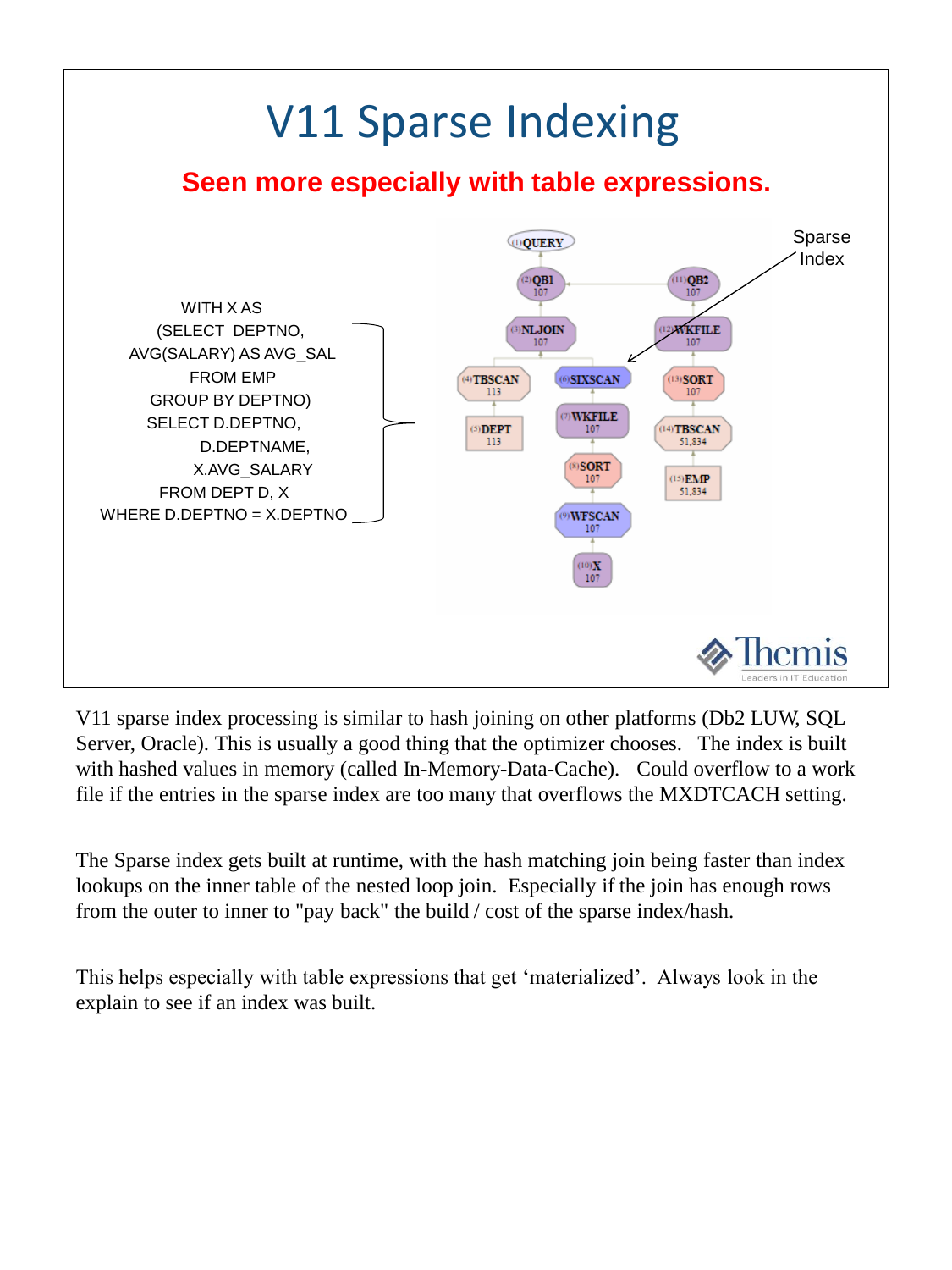# V11 Sparse Indexing

**Seen more especially with table expressions.**

```
WITH X AS
(SELECT  DEPTNO,
AVG(SALARY) AS AVG_SAL
FROM EMP
GROUP BY DEPTNO)
SELECT D.DEPTNO,
       D.DEPTNAME,
       X.AVG_SALARY
FROM DEPT D, X
WHERE D.DEPTNO = X.DEPTNO
```

Sparse Index

(1) QUERY
(2) QB1 107
(3) NLJOIN 107
(4) TBSCAN 113
(5) DEPT 113
(6) SIXSCAN
(7) WKFILE 107
(8) SORT 107
(9) WFSCAN 107
(10) X 107
(11) QB2 107
(12) WKFILE 107
(13) SORT 107
(14) TBSCAN 51,834
(15) EMP 51,834

Themis — Leaders in IT Education

V11 sparse index processing is similar to hash joining on other platforms (Db2 LUW, SQL Server, Oracle). This is usually a good thing that the optimizer chooses. The index is built with hashed values in memory (called In-Memory-Data-Cache). Could overflow to a work file if the entries in the sparse index are too many that overflows the MXDTCACH setting.

The Sparse index gets built at runtime, with the hash matching join being faster than index lookups on the inner table of the nested loop join. Especially if the join has enough rows from the outer to inner to "pay back" the build / cost of the sparse index/hash.

This helps especially with table expressions that get 'materialized'. Always look in the explain to see if an index was built.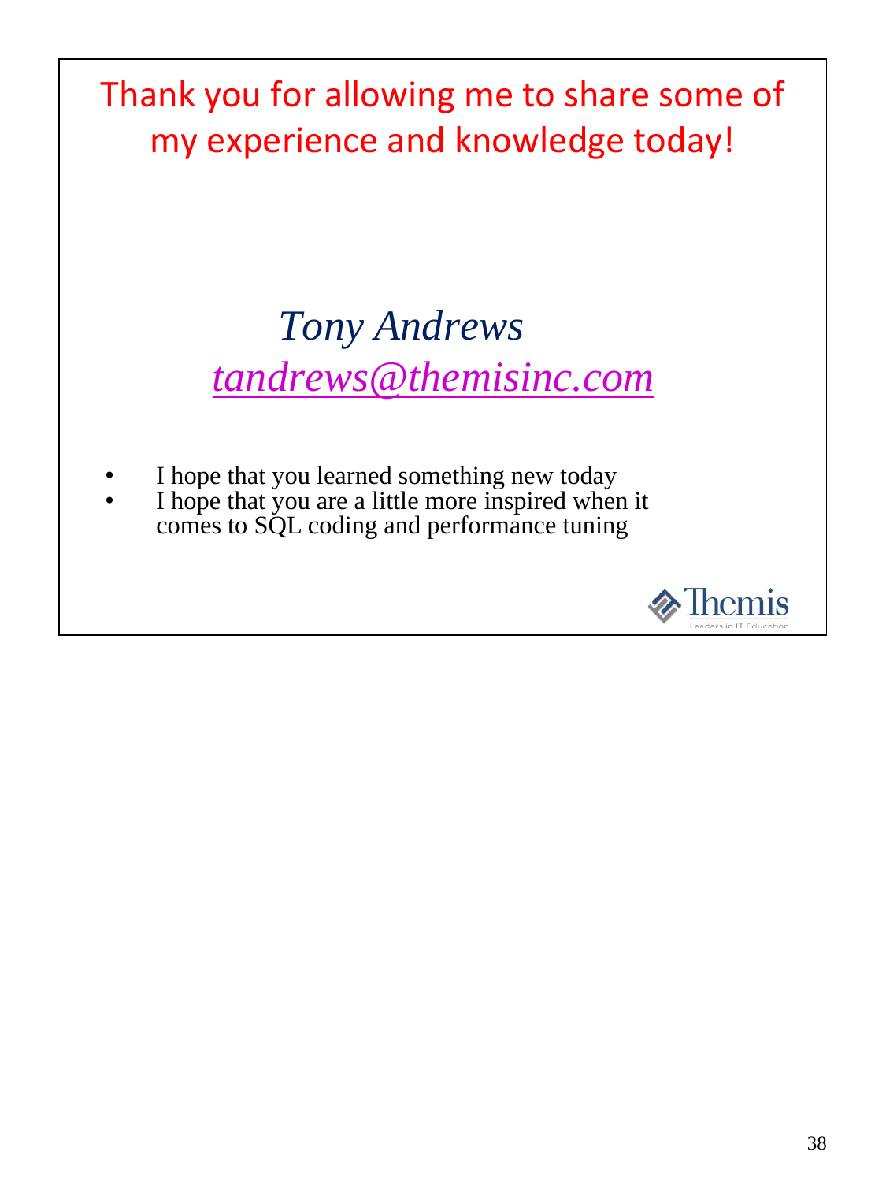# Thank you for allowing me to share some of my experience and knowledge today!

*Tony Andrews*

*tandrews@themisinc.com*

- I hope that you learned something new today
- I hope that you are a little more inspired when it comes to SQL coding and performance tuning

Themis
Leaders in IT Education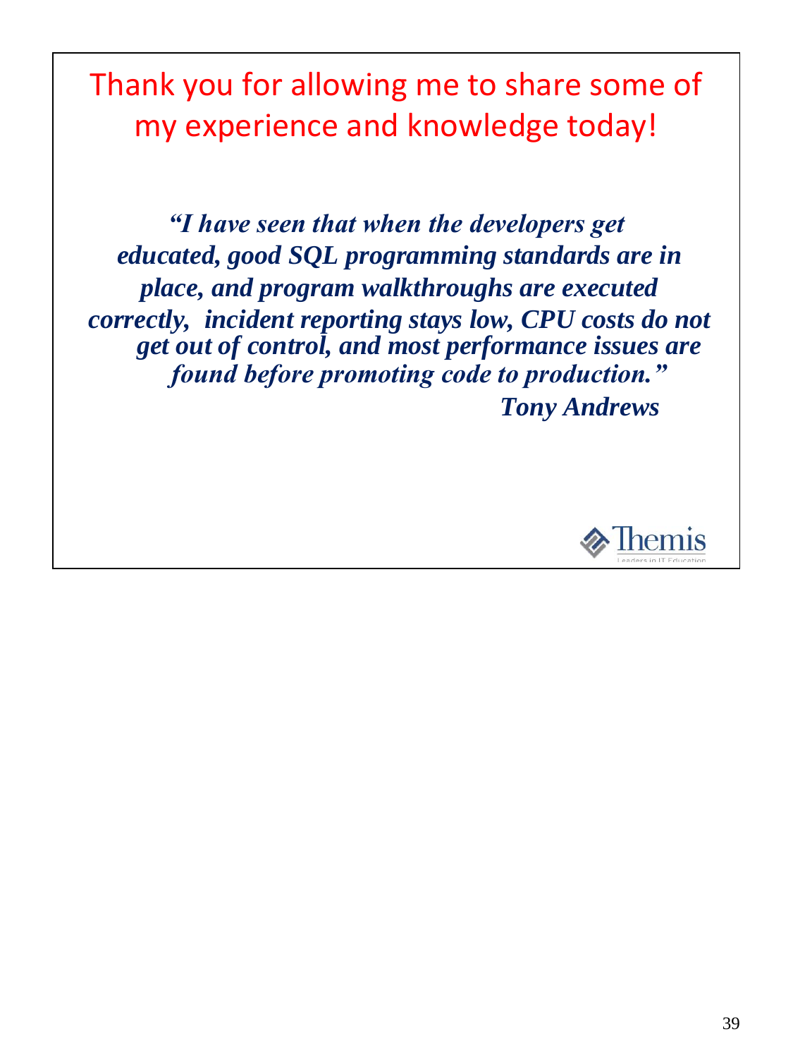# Thank you for allowing me to share some of my experience and knowledge today!

***"I have seen that when the developers get educated, good SQL programming standards are in place, and program walkthroughs are executed correctly, incident reporting stays low, CPU costs do not get out of control, and most performance issues are found before promoting code to production."***

***Tony Andrews***

Themis
Leaders in IT Education